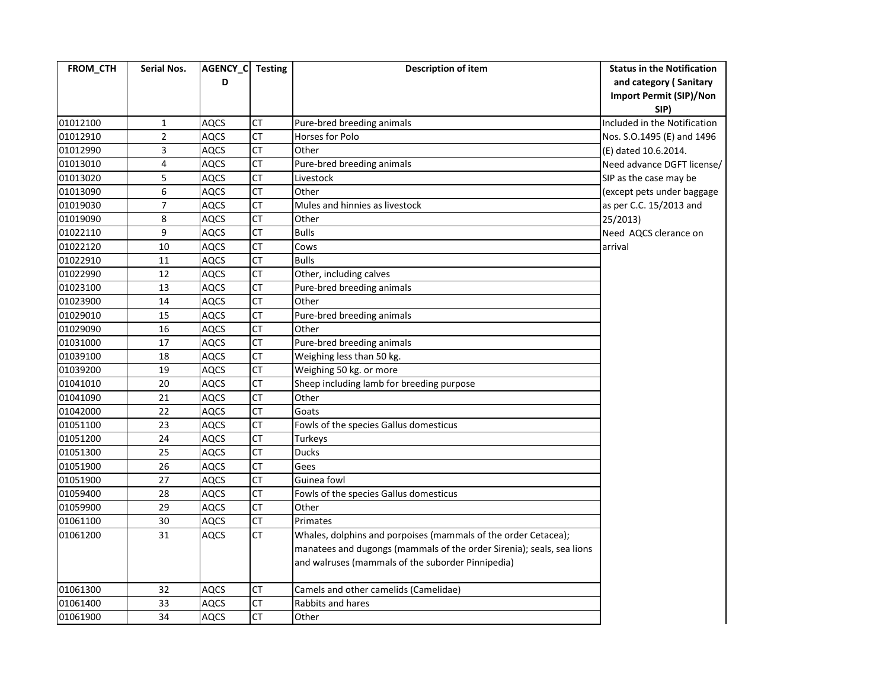| FROM_CTH | Serial Nos. | AGENCY_CD | Testing | Description of item | Status in the Notification and category ( Sanitary Import Permit (SIP)/Non SIP) |
|---|---|---|---|---|---|
| 01012100 | 1 | AQCS | CT | Pure-bred breeding animals | Included in the Notification Nos. S.O.1495 (E) and 1496 (E) dated 10.6.2014. Need advance DGFT license/ SIP as the case may be (except pets under baggage as per C.C. 15/2013 and 25/2013) Need AQCS clerance on arrival |
| 01012910 | 2 | AQCS | CT | Horses for Polo | |
| 01012990 | 3 | AQCS | CT | Other | |
| 01013010 | 4 | AQCS | CT | Pure-bred breeding animals | |
| 01013020 | 5 | AQCS | CT | Livestock | |
| 01013090 | 6 | AQCS | CT | Other | |
| 01019030 | 7 | AQCS | CT | Mules and hinnies as livestock | |
| 01019090 | 8 | AQCS | CT | Other | |
| 01022110 | 9 | AQCS | CT | Bulls | |
| 01022120 | 10 | AQCS | CT | Cows | |
| 01022910 | 11 | AQCS | CT | Bulls | |
| 01022990 | 12 | AQCS | CT | Other, including calves | |
| 01023100 | 13 | AQCS | CT | Pure-bred breeding animals | |
| 01023900 | 14 | AQCS | CT | Other | |
| 01029010 | 15 | AQCS | CT | Pure-bred breeding animals | |
| 01029090 | 16 | AQCS | CT | Other | |
| 01031000 | 17 | AQCS | CT | Pure-bred breeding animals | |
| 01039100 | 18 | AQCS | CT | Weighing less than 50 kg. | |
| 01039200 | 19 | AQCS | CT | Weighing 50 kg. or more | |
| 01041010 | 20 | AQCS | CT | Sheep including lamb for breeding purpose | |
| 01041090 | 21 | AQCS | CT | Other | |
| 01042000 | 22 | AQCS | CT | Goats | |
| 01051100 | 23 | AQCS | CT | Fowls of the species Gallus domesticus | |
| 01051200 | 24 | AQCS | CT | Turkeys | |
| 01051300 | 25 | AQCS | CT | Ducks | |
| 01051900 | 26 | AQCS | CT | Gees | |
| 01051900 | 27 | AQCS | CT | Guinea fowl | |
| 01059400 | 28 | AQCS | CT | Fowls of the species Gallus domesticus | |
| 01059900 | 29 | AQCS | CT | Other | |
| 01061100 | 30 | AQCS | CT | Primates | |
| 01061200 | 31 | AQCS | CT | Whales, dolphins and porpoises (mammals of the order Cetacea); manatees and dugongs (mammals of the order Sirenia); seals, sea lions and walruses (mammals of the suborder Pinnipedia) | |
| 01061300 | 32 | AQCS | CT | Camels and other camelids (Camelidae) | |
| 01061400 | 33 | AQCS | CT | Rabbits and hares | |
| 01061900 | 34 | AQCS | CT | Other | |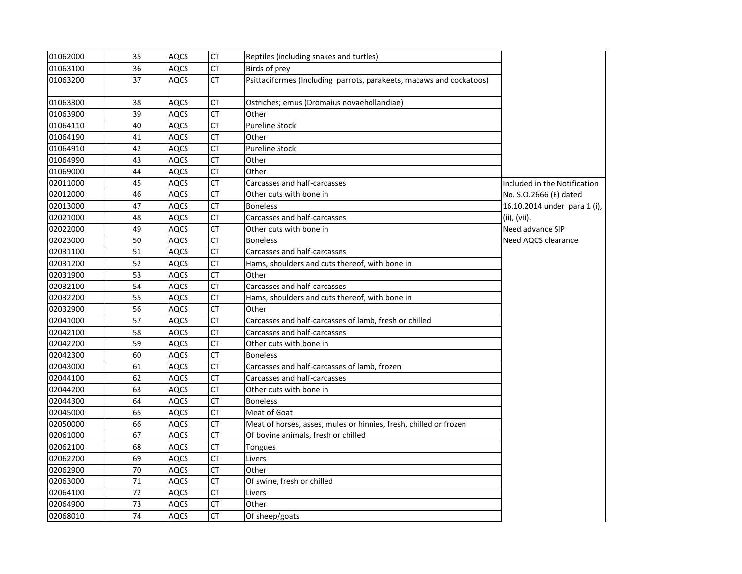| | | | | | |
|---|---|---|---|---|---|
| 01062000 | 35 | AQCS | CT | Reptiles (including snakes and turtles) | |
| 01063100 | 36 | AQCS | CT | Birds of prey | |
| 01063200 | 37 | AQCS | CT | Psittaciformes (Including parrots, parakeets, macaws and cockatoos) | |
| 01063300 | 38 | AQCS | CT | Ostriches; emus (Dromaius novaehollandiae) | |
| 01063900 | 39 | AQCS | CT | Other | |
| 01064110 | 40 | AQCS | CT | Pureline Stock | |
| 01064190 | 41 | AQCS | CT | Other | |
| 01064910 | 42 | AQCS | CT | Pureline Stock | |
| 01064990 | 43 | AQCS | CT | Other | |
| 01069000 | 44 | AQCS | CT | Other | |
| 02011000 | 45 | AQCS | CT | Carcasses and half-carcasses | Included in the Notification No. S.O.2666 (E) dated 16.10.2014 under para 1 (i), (ii), (vii). Need advance SIP Need AQCS clearance |
| 02012000 | 46 | AQCS | CT | Other cuts with bone in | |
| 02013000 | 47 | AQCS | CT | Boneless | |
| 02021000 | 48 | AQCS | CT | Carcasses and half-carcasses | |
| 02022000 | 49 | AQCS | CT | Other cuts with bone in | |
| 02023000 | 50 | AQCS | CT | Boneless | |
| 02031100 | 51 | AQCS | CT | Carcasses and half-carcasses | |
| 02031200 | 52 | AQCS | CT | Hams, shoulders and cuts thereof, with bone in | |
| 02031900 | 53 | AQCS | CT | Other | |
| 02032100 | 54 | AQCS | CT | Carcasses and half-carcasses | |
| 02032200 | 55 | AQCS | CT | Hams, shoulders and cuts thereof, with bone in | |
| 02032900 | 56 | AQCS | CT | Other | |
| 02041000 | 57 | AQCS | CT | Carcasses and half-carcasses of lamb, fresh or chilled | |
| 02042100 | 58 | AQCS | CT | Carcasses and half-carcasses | |
| 02042200 | 59 | AQCS | CT | Other cuts with bone in | |
| 02042300 | 60 | AQCS | CT | Boneless | |
| 02043000 | 61 | AQCS | CT | Carcasses and half-carcasses of lamb, frozen | |
| 02044100 | 62 | AQCS | CT | Carcasses and half-carcasses | |
| 02044200 | 63 | AQCS | CT | Other cuts with bone in | |
| 02044300 | 64 | AQCS | CT | Boneless | |
| 02045000 | 65 | AQCS | CT | Meat of Goat | |
| 02050000 | 66 | AQCS | CT | Meat of horses, asses, mules or hinnies, fresh, chilled or frozen | |
| 02061000 | 67 | AQCS | CT | Of bovine animals, fresh or chilled | |
| 02062100 | 68 | AQCS | CT | Tongues | |
| 02062200 | 69 | AQCS | CT | Livers | |
| 02062900 | 70 | AQCS | CT | Other | |
| 02063000 | 71 | AQCS | CT | Of swine, fresh or chilled | |
| 02064100 | 72 | AQCS | CT | Livers | |
| 02064900 | 73 | AQCS | CT | Other | |
| 02068010 | 74 | AQCS | CT | Of sheep/goats | |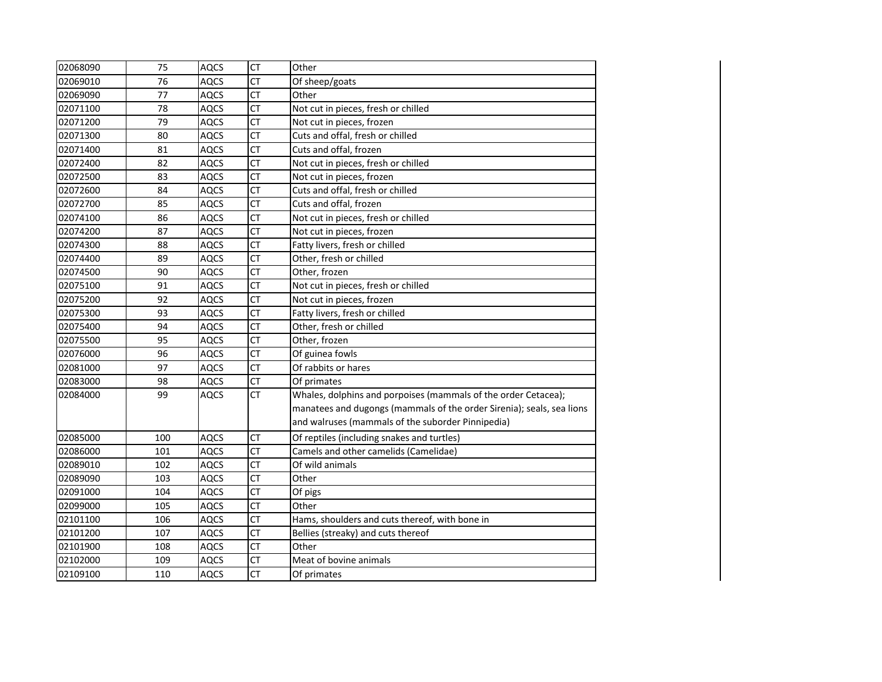| | | | | |
|---|---|---|---|---|
| 02068090 | 75 | AQCS | CT | Other |
| 02069010 | 76 | AQCS | CT | Of sheep/goats |
| 02069090 | 77 | AQCS | CT | Other |
| 02071100 | 78 | AQCS | CT | Not cut in pieces, fresh or chilled |
| 02071200 | 79 | AQCS | CT | Not cut in pieces, frozen |
| 02071300 | 80 | AQCS | CT | Cuts and offal, fresh or chilled |
| 02071400 | 81 | AQCS | CT | Cuts and offal, frozen |
| 02072400 | 82 | AQCS | CT | Not cut in pieces, fresh or chilled |
| 02072500 | 83 | AQCS | CT | Not cut in pieces, frozen |
| 02072600 | 84 | AQCS | CT | Cuts and offal, fresh or chilled |
| 02072700 | 85 | AQCS | CT | Cuts and offal, frozen |
| 02074100 | 86 | AQCS | CT | Not cut in pieces, fresh or chilled |
| 02074200 | 87 | AQCS | CT | Not cut in pieces, frozen |
| 02074300 | 88 | AQCS | CT | Fatty livers, fresh or chilled |
| 02074400 | 89 | AQCS | CT | Other, fresh or chilled |
| 02074500 | 90 | AQCS | CT | Other, frozen |
| 02075100 | 91 | AQCS | CT | Not cut in pieces, fresh or chilled |
| 02075200 | 92 | AQCS | CT | Not cut in pieces, frozen |
| 02075300 | 93 | AQCS | CT | Fatty livers, fresh or chilled |
| 02075400 | 94 | AQCS | CT | Other, fresh or chilled |
| 02075500 | 95 | AQCS | CT | Other, frozen |
| 02076000 | 96 | AQCS | CT | Of guinea fowls |
| 02081000 | 97 | AQCS | CT | Of rabbits or hares |
| 02083000 | 98 | AQCS | CT | Of primates |
| 02084000 | 99 | AQCS | CT | Whales, dolphins and porpoises (mammals of the order Cetacea); manatees and dugongs (mammals of the order Sirenia); seals, sea lions and walruses (mammals of the suborder Pinnipedia) |
| 02085000 | 100 | AQCS | CT | Of reptiles (including snakes and turtles) |
| 02086000 | 101 | AQCS | CT | Camels and other camelids (Camelidae) |
| 02089010 | 102 | AQCS | CT | Of wild animals |
| 02089090 | 103 | AQCS | CT | Other |
| 02091000 | 104 | AQCS | CT | Of pigs |
| 02099000 | 105 | AQCS | CT | Other |
| 02101100 | 106 | AQCS | CT | Hams, shoulders and cuts thereof, with bone in |
| 02101200 | 107 | AQCS | CT | Bellies (streaky) and cuts thereof |
| 02101900 | 108 | AQCS | CT | Other |
| 02102000 | 109 | AQCS | CT | Meat of bovine animals |
| 02109100 | 110 | AQCS | CT | Of primates |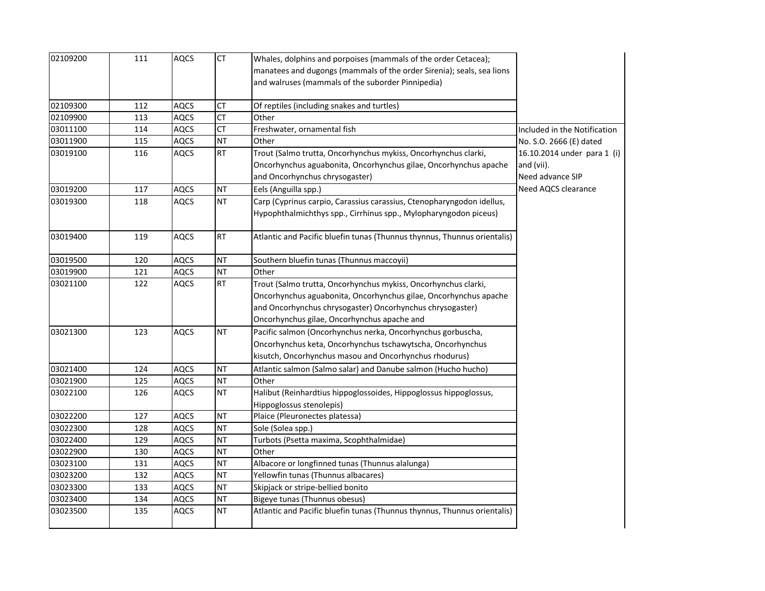| | | | | | |
|---|---|---|---|---|---|
| 02109200 | 111 | AQCS | CT | Whales, dolphins and porpoises (mammals of the order Cetacea); manatees and dugongs (mammals of the order Sirenia); seals, sea lions and walruses (mammals of the suborder Pinnipedia) | |
| 02109300 | 112 | AQCS | CT | Of reptiles (including snakes and turtles) | |
| 02109900 | 113 | AQCS | CT | Other | |
| 03011100 | 114 | AQCS | CT | Freshwater, ornamental fish | Included in the Notification No. S.O. 2666 (E) dated 16.10.2014 under para 1 (i) and (vii). Need advance SIP Need AQCS clearance |
| 03011900 | 115 | AQCS | NT | Other | |
| 03019100 | 116 | AQCS | RT | Trout (Salmo trutta, Oncorhynchus mykiss, Oncorhynchus clarki, Oncorhynchus aguabonita, Oncorhynchus gilae, Oncorhynchus apache and Oncorhynchus chrysogaster) | |
| 03019200 | 117 | AQCS | NT | Eels (Anguilla spp.) | |
| 03019300 | 118 | AQCS | NT | Carp (Cyprinus carpio, Carassius carassius, Ctenopharyngodon idellus, Hypophthalmichthys spp., Cirrhinus spp., Mylopharyngodon piceus) | |
| 03019400 | 119 | AQCS | RT | Atlantic and Pacific bluefin tunas (Thunnus thynnus, Thunnus orientalis) | |
| 03019500 | 120 | AQCS | NT | Southern bluefin tunas (Thunnus maccoyii) | |
| 03019900 | 121 | AQCS | NT | Other | |
| 03021100 | 122 | AQCS | RT | Trout (Salmo trutta, Oncorhynchus mykiss, Oncorhynchus clarki, Oncorhynchus aguabonita, Oncorhynchus gilae, Oncorhynchus apache and Oncorhynchus chrysogaster) Oncorhynchus chrysogaster) Oncorhynchus gilae, Oncorhynchus apache and | |
| 03021300 | 123 | AQCS | NT | Pacific salmon (Oncorhynchus nerka, Oncorhynchus gorbuscha, Oncorhynchus keta, Oncorhynchus tschawytscha, Oncorhynchus kisutch, Oncorhynchus masou and Oncorhynchus rhodurus) | |
| 03021400 | 124 | AQCS | NT | Atlantic salmon (Salmo salar) and Danube salmon (Hucho hucho) | |
| 03021900 | 125 | AQCS | NT | Other | |
| 03022100 | 126 | AQCS | NT | Halibut (Reinhardtius hippoglossoides, Hippoglossus hippoglossus, Hippoglossus stenolepis) | |
| 03022200 | 127 | AQCS | NT | Plaice (Pleuronectes platessa) | |
| 03022300 | 128 | AQCS | NT | Sole (Solea spp.) | |
| 03022400 | 129 | AQCS | NT | Turbots (Psetta maxima, Scophthalmidae) | |
| 03022900 | 130 | AQCS | NT | Other | |
| 03023100 | 131 | AQCS | NT | Albacore or longfinned tunas (Thunnus alalunga) | |
| 03023200 | 132 | AQCS | NT | Yellowfin tunas (Thunnus albacares) | |
| 03023300 | 133 | AQCS | NT | Skipjack or stripe-bellied bonito | |
| 03023400 | 134 | AQCS | NT | Bigeye tunas (Thunnus obesus) | |
| 03023500 | 135 | AQCS | NT | Atlantic and Pacific bluefin tunas (Thunnus thynnus, Thunnus orientalis) | |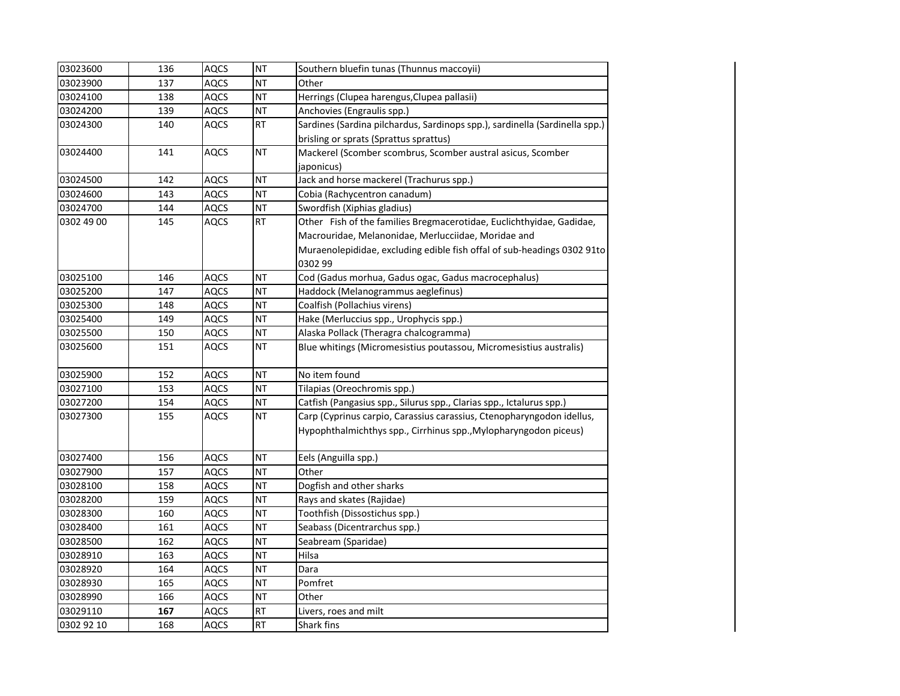| 03023600 | 136 | AQCS | NT | Southern bluefin tunas (Thunnus maccoyii) |
|---|---|---|---|---|
| 03023900 | 137 | AQCS | NT | Other |
| 03024100 | 138 | AQCS | NT | Herrings (Clupea harengus,Clupea pallasii) |
| 03024200 | 139 | AQCS | NT | Anchovies (Engraulis spp.) |
| 03024300 | 140 | AQCS | RT | Sardines (Sardina pilchardus, Sardinops spp.), sardinella (Sardinella spp.) brisling or sprats (Sprattus sprattus) |
| 03024400 | 141 | AQCS | NT | Mackerel (Scomber scombrus, Scomber austral asicus, Scomber japonicus) |
| 03024500 | 142 | AQCS | NT | Jack and horse mackerel (Trachurus spp.) |
| 03024600 | 143 | AQCS | NT | Cobia (Rachycentron canadum) |
| 03024700 | 144 | AQCS | NT | Swordfish (Xiphias gladius) |
| 0302 49 00 | 145 | AQCS | RT | Other Fish of the families Bregmacerotidae, Euclichthyidae, Gadidae, Macrouridae, Melanonidae, Merlucciidae, Moridae and Muraenolepididae, excluding edible fish offal of sub-headings 0302 91to 0302 99 |
| 03025100 | 146 | AQCS | NT | Cod (Gadus morhua, Gadus ogac, Gadus macrocephalus) |
| 03025200 | 147 | AQCS | NT | Haddock (Melanogrammus aeglefinus) |
| 03025300 | 148 | AQCS | NT | Coalfish (Pollachius virens) |
| 03025400 | 149 | AQCS | NT | Hake (Merluccius spp., Urophycis spp.) |
| 03025500 | 150 | AQCS | NT | Alaska Pollack (Theragra chalcogramma) |
| 03025600 | 151 | AQCS | NT | Blue whitings (Micromesistius poutassou, Micromesistius australis) |
| 03025900 | 152 | AQCS | NT | No item found |
| 03027100 | 153 | AQCS | NT | Tilapias (Oreochromis spp.) |
| 03027200 | 154 | AQCS | NT | Catfish (Pangasius spp., Silurus spp., Clarias spp., Ictalurus spp.) |
| 03027300 | 155 | AQCS | NT | Carp (Cyprinus carpio, Carassius carassius, Ctenopharyngodon idellus, Hypophthalmichthys spp., Cirrhinus spp.,Mylopharyngodon piceus) |
| 03027400 | 156 | AQCS | NT | Eels (Anguilla spp.) |
| 03027900 | 157 | AQCS | NT | Other |
| 03028100 | 158 | AQCS | NT | Dogfish and other sharks |
| 03028200 | 159 | AQCS | NT | Rays and skates (Rajidae) |
| 03028300 | 160 | AQCS | NT | Toothfish (Dissostichus spp.) |
| 03028400 | 161 | AQCS | NT | Seabass (Dicentrarchus spp.) |
| 03028500 | 162 | AQCS | NT | Seabream (Sparidae) |
| 03028910 | 163 | AQCS | NT | Hilsa |
| 03028920 | 164 | AQCS | NT | Dara |
| 03028930 | 165 | AQCS | NT | Pomfret |
| 03028990 | 166 | AQCS | NT | Other |
| 03029110 | **167** | AQCS | RT | Livers, roes and milt |
| 0302 92 10 | 168 | AQCS | RT | Shark fins |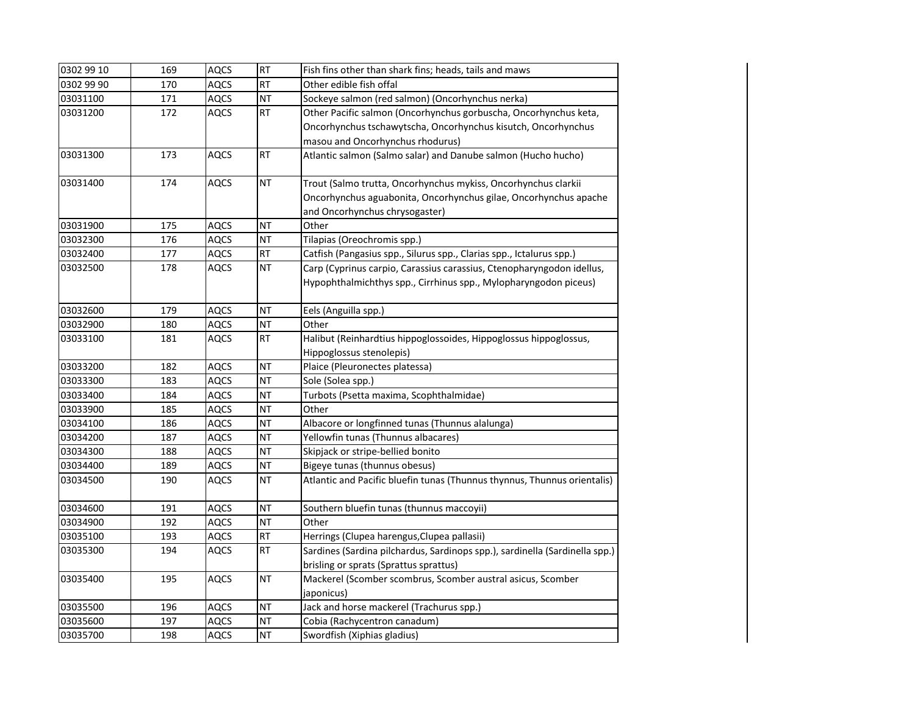| 0302 99 10 | 169 | AQCS | RT | Fish fins other than shark fins; heads, tails and maws |
|---|---|---|---|---|
| 0302 99 90 | 170 | AQCS | RT | Other edible fish offal |
| 03031100 | 171 | AQCS | NT | Sockeye salmon (red salmon) (Oncorhynchus nerka) |
| 03031200 | 172 | AQCS | RT | Other Pacific salmon (Oncorhynchus gorbuscha, Oncorhynchus keta, Oncorhynchus tschawytscha, Oncorhynchus kisutch, Oncorhynchus masou and Oncorhynchus rhodurus) |
| 03031300 | 173 | AQCS | RT | Atlantic salmon (Salmo salar) and Danube salmon (Hucho hucho) |
| 03031400 | 174 | AQCS | NT | Trout (Salmo trutta, Oncorhynchus mykiss, Oncorhynchus clarkii Oncorhynchus aguabonita, Oncorhynchus gilae, Oncorhynchus apache and Oncorhynchus chrysogaster) |
| 03031900 | 175 | AQCS | NT | Other |
| 03032300 | 176 | AQCS | NT | Tilapias (Oreochromis spp.) |
| 03032400 | 177 | AQCS | RT | Catfish (Pangasius spp., Silurus spp., Clarias spp., Ictalurus spp.) |
| 03032500 | 178 | AQCS | NT | Carp (Cyprinus carpio, Carassius carassius, Ctenopharyngodon idellus, Hypophthalmichthys spp., Cirrhinus spp., Mylopharyngodon piceus) |
| 03032600 | 179 | AQCS | NT | Eels (Anguilla spp.) |
| 03032900 | 180 | AQCS | NT | Other |
| 03033100 | 181 | AQCS | RT | Halibut (Reinhardtius hippoglossoides, Hippoglossus hippoglossus, Hippoglossus stenolepis) |
| 03033200 | 182 | AQCS | NT | Plaice (Pleuronectes platessa) |
| 03033300 | 183 | AQCS | NT | Sole (Solea spp.) |
| 03033400 | 184 | AQCS | NT | Turbots (Psetta maxima, Scophthalmidae) |
| 03033900 | 185 | AQCS | NT | Other |
| 03034100 | 186 | AQCS | NT | Albacore or longfinned tunas (Thunnus alalunga) |
| 03034200 | 187 | AQCS | NT | Yellowfin tunas (Thunnus albacares) |
| 03034300 | 188 | AQCS | NT | Skipjack or stripe-bellied bonito |
| 03034400 | 189 | AQCS | NT | Bigeye tunas (thunnus obesus) |
| 03034500 | 190 | AQCS | NT | Atlantic and Pacific bluefin tunas (Thunnus thynnus, Thunnus orientalis) |
| 03034600 | 191 | AQCS | NT | Southern bluefin tunas (thunnus maccoyii) |
| 03034900 | 192 | AQCS | NT | Other |
| 03035100 | 193 | AQCS | RT | Herrings (Clupea harengus,Clupea pallasii) |
| 03035300 | 194 | AQCS | RT | Sardines (Sardina pilchardus, Sardinops spp.), sardinella (Sardinella spp.) brisling or sprats (Sprattus sprattus) |
| 03035400 | 195 | AQCS | NT | Mackerel (Scomber scombrus, Scomber austral asicus, Scomber japonicus) |
| 03035500 | 196 | AQCS | NT | Jack and horse mackerel (Trachurus spp.) |
| 03035600 | 197 | AQCS | NT | Cobia (Rachycentron canadum) |
| 03035700 | 198 | AQCS | NT | Swordfish (Xiphias gladius) |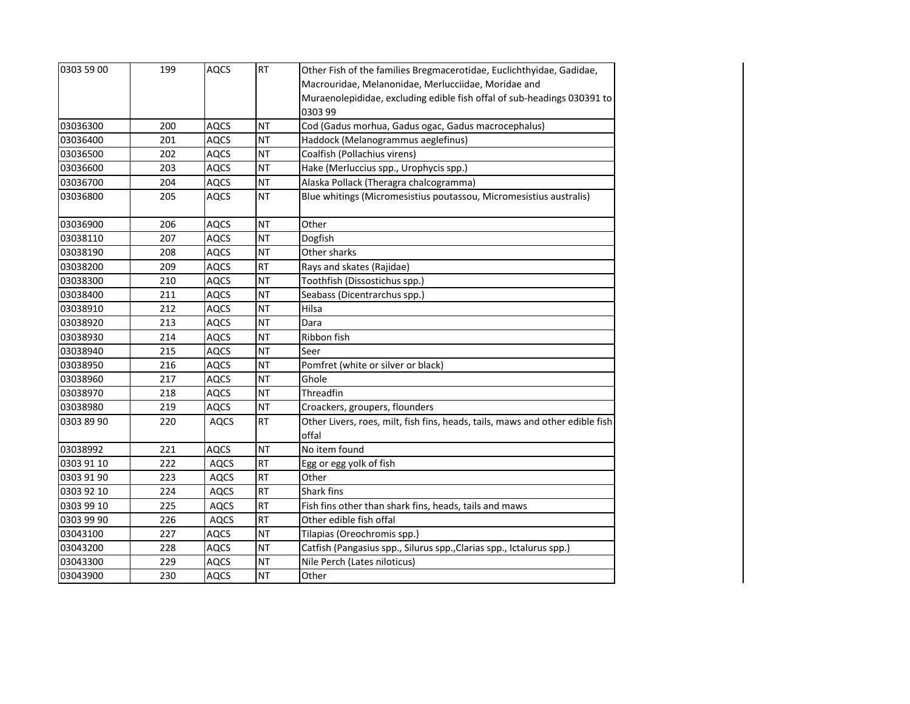| 0303 59 00 | 199 | AQCS | RT | Other Fish of the families Bregmacerotidae, Euclichthyidae, Gadidae, Macrouridae, Melanonidae, Merlucciidae, Moridae and Muraenolepididae, excluding edible fish offal of sub-headings 030391 to 0303 99 |
|---|---|---|---|---|
| 03036300 | 200 | AQCS | NT | Cod (Gadus morhua, Gadus ogac, Gadus macrocephalus) |
| 03036400 | 201 | AQCS | NT | Haddock (Melanogrammus aeglefinus) |
| 03036500 | 202 | AQCS | NT | Coalfish (Pollachius virens) |
| 03036600 | 203 | AQCS | NT | Hake (Merluccius spp., Urophycis spp.) |
| 03036700 | 204 | AQCS | NT | Alaska Pollack (Theragra chalcogramma) |
| 03036800 | 205 | AQCS | NT | Blue whitings (Micromesistius poutassou, Micromesistius australis) |
| 03036900 | 206 | AQCS | NT | Other |
| 03038110 | 207 | AQCS | NT | Dogfish |
| 03038190 | 208 | AQCS | NT | Other sharks |
| 03038200 | 209 | AQCS | RT | Rays and skates (Rajidae) |
| 03038300 | 210 | AQCS | NT | Toothfish (Dissostichus spp.) |
| 03038400 | 211 | AQCS | NT | Seabass (Dicentrarchus spp.) |
| 03038910 | 212 | AQCS | NT | Hilsa |
| 03038920 | 213 | AQCS | NT | Dara |
| 03038930 | 214 | AQCS | NT | Ribbon fish |
| 03038940 | 215 | AQCS | NT | Seer |
| 03038950 | 216 | AQCS | NT | Pomfret (white or silver or black) |
| 03038960 | 217 | AQCS | NT | Ghole |
| 03038970 | 218 | AQCS | NT | Threadfin |
| 03038980 | 219 | AQCS | NT | Croackers, groupers, flounders |
| 0303 89 90 | 220 | AQCS | RT | Other Livers, roes, milt, fish fins, heads, tails, maws and other edible fish offal |
| 03038992 | 221 | AQCS | NT | No item found |
| 0303 91 10 | 222 | AQCS | RT | Egg or egg yolk of fish |
| 0303 91 90 | 223 | AQCS | RT | Other |
| 0303 92 10 | 224 | AQCS | RT | Shark fins |
| 0303 99 10 | 225 | AQCS | RT | Fish fins other than shark fins, heads, tails and maws |
| 0303 99 90 | 226 | AQCS | RT | Other edible fish offal |
| 03043100 | 227 | AQCS | NT | Tilapias (Oreochromis spp.) |
| 03043200 | 228 | AQCS | NT | Catfish (Pangasius spp., Silurus spp.,Clarias spp., Ictalurus spp.) |
| 03043300 | 229 | AQCS | NT | Nile Perch (Lates niloticus) |
| 03043900 | 230 | AQCS | NT | Other |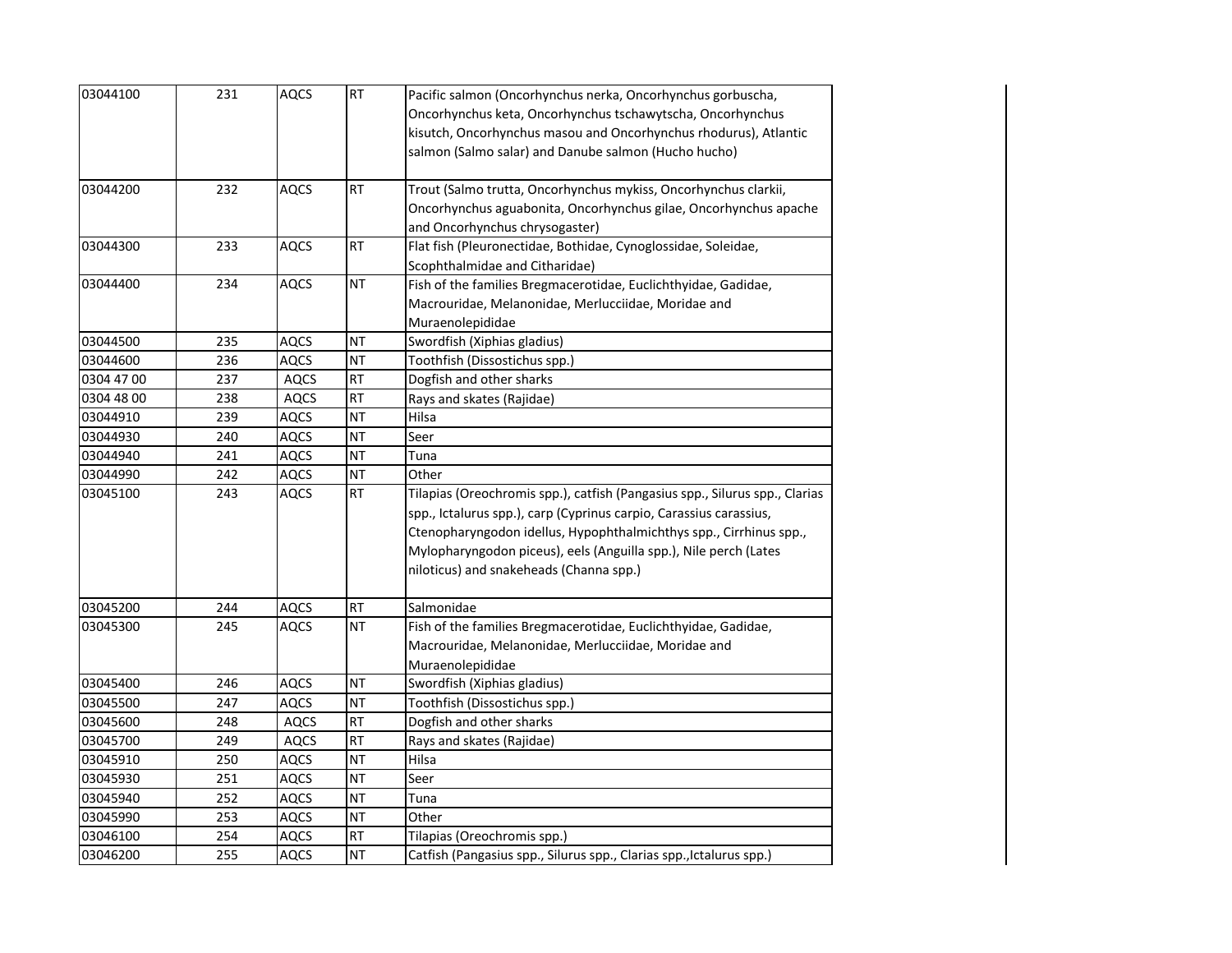| 03044100 | 231 | AQCS | RT | Pacific salmon (Oncorhynchus nerka, Oncorhynchus gorbuscha, Oncorhynchus keta, Oncorhynchus tschawytscha, Oncorhynchus kisutch, Oncorhynchus masou and Oncorhynchus rhodurus), Atlantic salmon (Salmo salar) and Danube salmon (Hucho hucho) |
|---|---|---|---|---|
| 03044200 | 232 | AQCS | RT | Trout (Salmo trutta, Oncorhynchus mykiss, Oncorhynchus clarkii, Oncorhynchus aguabonita, Oncorhynchus gilae, Oncorhynchus apache and Oncorhynchus chrysogaster) |
| 03044300 | 233 | AQCS | RT | Flat fish (Pleuronectidae, Bothidae, Cynoglossidae, Soleidae, Scophthalmidae and Citharidae) |
| 03044400 | 234 | AQCS | NT | Fish of the families Bregmacerotidae, Euclichthyidae, Gadidae, Macrouridae, Melanonidae, Merlucciidae, Moridae and Muraenolepididae |
| 03044500 | 235 | AQCS | NT | Swordfish (Xiphias gladius) |
| 03044600 | 236 | AQCS | NT | Toothfish (Dissostichus spp.) |
| 0304 47 00 | 237 | AQCS | RT | Dogfish and other sharks |
| 0304 48 00 | 238 | AQCS | RT | Rays and skates (Rajidae) |
| 03044910 | 239 | AQCS | NT | Hilsa |
| 03044930 | 240 | AQCS | NT | Seer |
| 03044940 | 241 | AQCS | NT | Tuna |
| 03044990 | 242 | AQCS | NT | Other |
| 03045100 | 243 | AQCS | RT | Tilapias (Oreochromis spp.), catfish (Pangasius spp., Silurus spp., Clarias spp., Ictalurus spp.), carp (Cyprinus carpio, Carassius carassius, Ctenopharyngodon idellus, Hypophthalmichthys spp., Cirrhinus spp., Mylopharyngodon piceus), eels (Anguilla spp.), Nile perch (Lates niloticus) and snakeheads (Channa spp.) |
| 03045200 | 244 | AQCS | RT | Salmonidae |
| 03045300 | 245 | AQCS | NT | Fish of the families Bregmacerotidae, Euclichthyidae, Gadidae, Macrouridae, Melanonidae, Merlucciidae, Moridae and Muraenolepididae |
| 03045400 | 246 | AQCS | NT | Swordfish (Xiphias gladius) |
| 03045500 | 247 | AQCS | NT | Toothfish (Dissostichus spp.) |
| 03045600 | 248 | AQCS | RT | Dogfish and other sharks |
| 03045700 | 249 | AQCS | RT | Rays and skates (Rajidae) |
| 03045910 | 250 | AQCS | NT | Hilsa |
| 03045930 | 251 | AQCS | NT | Seer |
| 03045940 | 252 | AQCS | NT | Tuna |
| 03045990 | 253 | AQCS | NT | Other |
| 03046100 | 254 | AQCS | RT | Tilapias (Oreochromis spp.) |
| 03046200 | 255 | AQCS | NT | Catfish (Pangasius spp., Silurus spp., Clarias spp.,Ictalurus spp.) |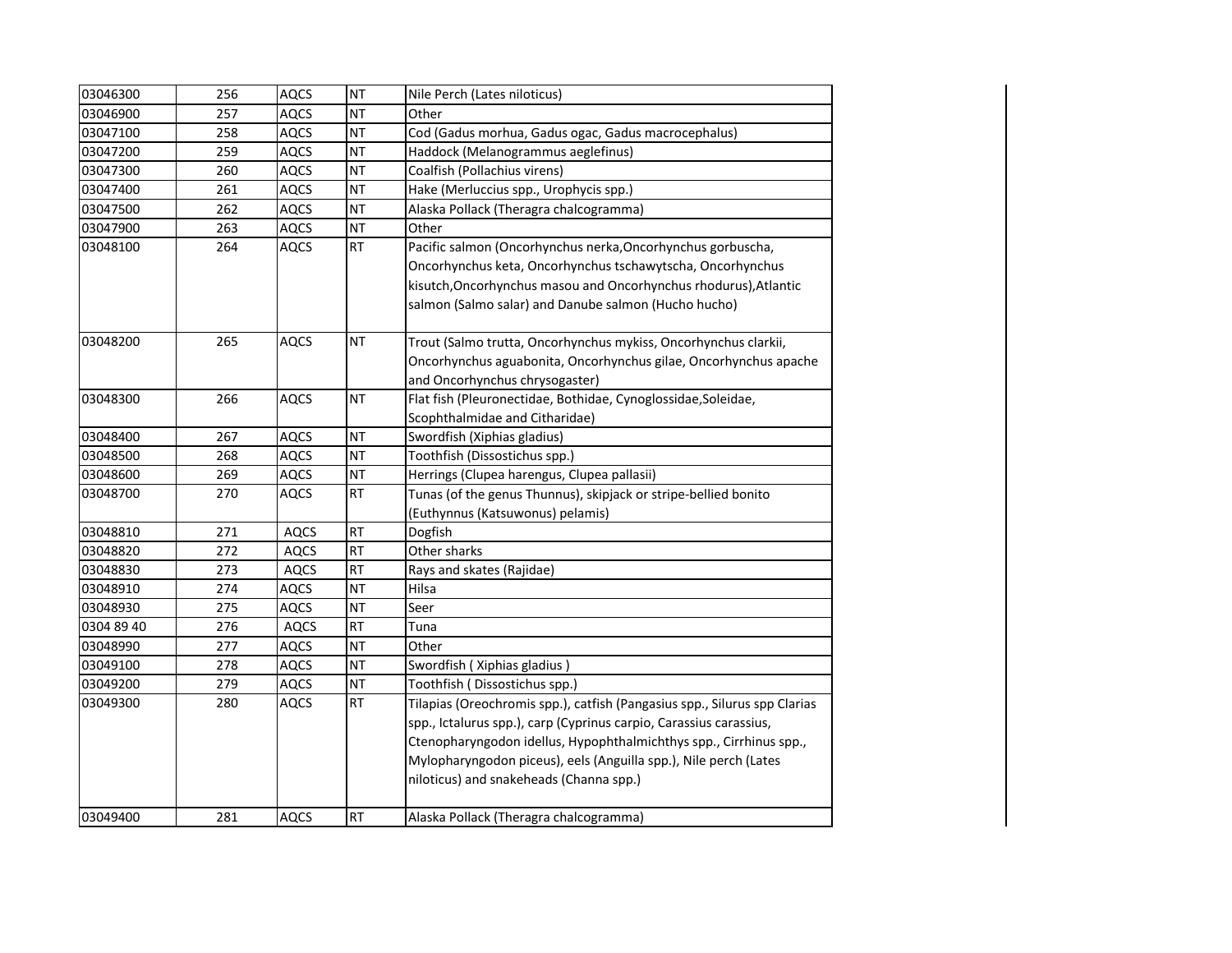| 03046300 | 256 | AQCS | NT | Nile Perch (Lates niloticus) |
|---|---|---|---|---|
| 03046900 | 257 | AQCS | NT | Other |
| 03047100 | 258 | AQCS | NT | Cod (Gadus morhua, Gadus ogac, Gadus macrocephalus) |
| 03047200 | 259 | AQCS | NT | Haddock (Melanogrammus aeglefinus) |
| 03047300 | 260 | AQCS | NT | Coalfish (Pollachius virens) |
| 03047400 | 261 | AQCS | NT | Hake (Merluccius spp., Urophycis spp.) |
| 03047500 | 262 | AQCS | NT | Alaska Pollack (Theragra chalcogramma) |
| 03047900 | 263 | AQCS | NT | Other |
| 03048100 | 264 | AQCS | RT | Pacific salmon (Oncorhynchus nerka,Oncorhynchus gorbuscha, Oncorhynchus keta, Oncorhynchus tschawytscha, Oncorhynchus kisutch,Oncorhynchus masou and Oncorhynchus rhodurus),Atlantic salmon (Salmo salar) and Danube salmon (Hucho hucho) |
| 03048200 | 265 | AQCS | NT | Trout (Salmo trutta, Oncorhynchus mykiss, Oncorhynchus clarkii, Oncorhynchus aguabonita, Oncorhynchus gilae, Oncorhynchus apache and Oncorhynchus chrysogaster) |
| 03048300 | 266 | AQCS | NT | Flat fish (Pleuronectidae, Bothidae, Cynoglossidae,Soleidae, Scophthalmidae and Citharidae) |
| 03048400 | 267 | AQCS | NT | Swordfish (Xiphias gladius) |
| 03048500 | 268 | AQCS | NT | Toothfish (Dissostichus spp.) |
| 03048600 | 269 | AQCS | NT | Herrings (Clupea harengus, Clupea pallasii) |
| 03048700 | 270 | AQCS | RT | Tunas (of the genus Thunnus), skipjack or stripe-bellied bonito (Euthynnus (Katsuwonus) pelamis) |
| 03048810 | 271 | AQCS | RT | Dogfish |
| 03048820 | 272 | AQCS | RT | Other sharks |
| 03048830 | 273 | AQCS | RT | Rays and skates (Rajidae) |
| 03048910 | 274 | AQCS | NT | Hilsa |
| 03048930 | 275 | AQCS | NT | Seer |
| 0304 89 40 | 276 | AQCS | RT | Tuna |
| 03048990 | 277 | AQCS | NT | Other |
| 03049100 | 278 | AQCS | NT | Swordfish ( Xiphias gladius ) |
| 03049200 | 279 | AQCS | NT | Toothfish ( Dissostichus spp.) |
| 03049300 | 280 | AQCS | RT | Tilapias (Oreochromis spp.), catfish (Pangasius spp., Silurus spp Clarias spp., Ictalurus spp.), carp (Cyprinus carpio, Carassius carassius, Ctenopharyngodon idellus, Hypophthalmichthys spp., Cirrhinus spp., Mylopharyngodon piceus), eels (Anguilla spp.), Nile perch (Lates niloticus) and snakeheads (Channa spp.) |
| 03049400 | 281 | AQCS | RT | Alaska Pollack (Theragra chalcogramma) |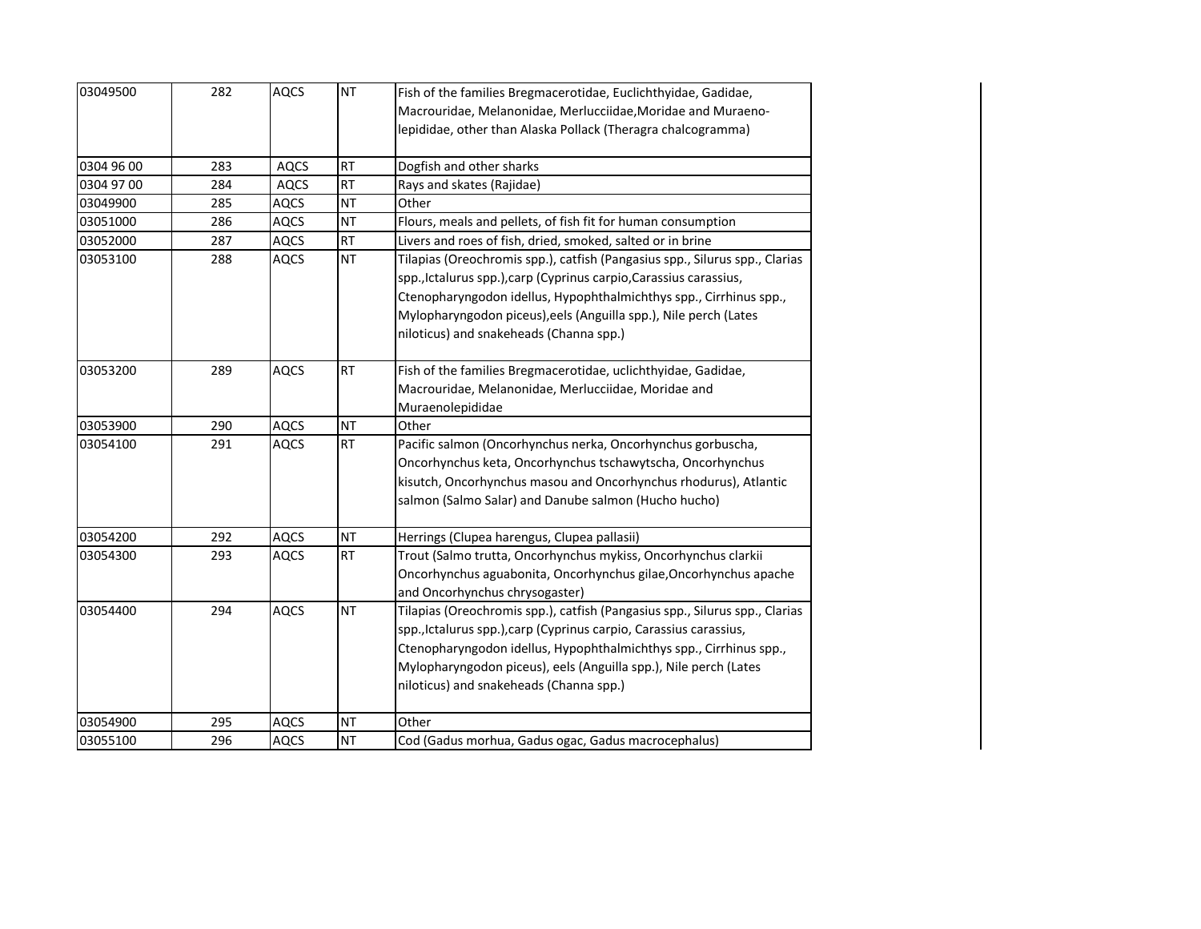| 03049500 | 282 | AQCS | NT | Fish of the families Bregmacerotidae, Euclichthyidae, Gadidae, Macrouridae, Melanonidae, Merlucciidae,Moridae and Muraeno-lepididae, other than Alaska Pollack (Theragra chalcogramma) |
|---|---|---|---|---|
| 0304 96 00 | 283 | AQCS | RT | Dogfish and other sharks |
| 0304 97 00 | 284 | AQCS | RT | Rays and skates (Rajidae) |
| 03049900 | 285 | AQCS | NT | Other |
| 03051000 | 286 | AQCS | NT | Flours, meals and pellets, of fish fit for human consumption |
| 03052000 | 287 | AQCS | RT | Livers and roes of fish, dried, smoked, salted or in brine |
| 03053100 | 288 | AQCS | NT | Tilapias (Oreochromis spp.), catfish (Pangasius spp., Silurus spp., Clarias spp.,Ictalurus spp.),carp (Cyprinus carpio,Carassius carassius, Ctenopharyngodon idellus, Hypophthalmichthys spp., Cirrhinus spp., Mylopharyngodon piceus),eels (Anguilla spp.), Nile perch (Lates niloticus) and snakeheads (Channa spp.) |
| 03053200 | 289 | AQCS | RT | Fish of the families Bregmacerotidae, uclichthyidae, Gadidae, Macrouridae, Melanonidae, Merlucciidae, Moridae and Muraenolepididae |
| 03053900 | 290 | AQCS | NT | Other |
| 03054100 | 291 | AQCS | RT | Pacific salmon (Oncorhynchus nerka, Oncorhynchus gorbuscha, Oncorhynchus keta, Oncorhynchus tschawytscha, Oncorhynchus kisutch, Oncorhynchus masou and Oncorhynchus rhodurus), Atlantic salmon (Salmo Salar) and Danube salmon (Hucho hucho) |
| 03054200 | 292 | AQCS | NT | Herrings (Clupea harengus, Clupea pallasii) |
| 03054300 | 293 | AQCS | RT | Trout (Salmo trutta, Oncorhynchus mykiss, Oncorhynchus clarkii Oncorhynchus aguabonita, Oncorhynchus gilae,Oncorhynchus apache and Oncorhynchus chrysogaster) |
| 03054400 | 294 | AQCS | NT | Tilapias (Oreochromis spp.), catfish (Pangasius spp., Silurus spp., Clarias spp.,Ictalurus spp.),carp (Cyprinus carpio, Carassius carassius, Ctenopharyngodon idellus, Hypophthalmichthys spp., Cirrhinus spp., Mylopharyngodon piceus), eels (Anguilla spp.), Nile perch (Lates niloticus) and snakeheads (Channa spp.) |
| 03054900 | 295 | AQCS | NT | Other |
| 03055100 | 296 | AQCS | NT | Cod (Gadus morhua, Gadus ogac, Gadus macrocephalus) |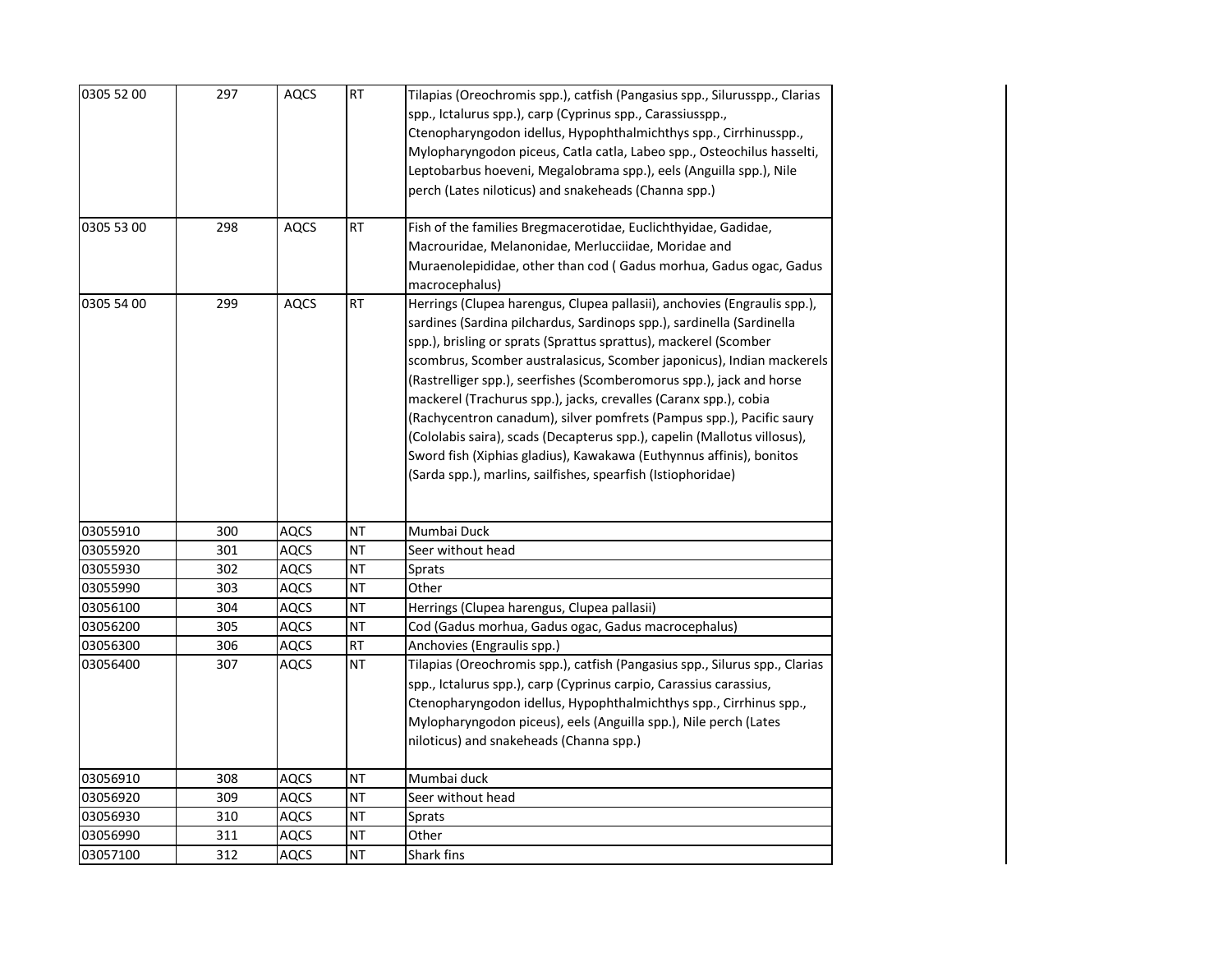| | | | | |
|---|---|---|---|---|
| 0305 52 00 | 297 | AQCS | RT | Tilapias (Oreochromis spp.), catfish (Pangasius spp., Silurusspp., Clarias spp., Ictalurus spp.), carp (Cyprinus spp., Carassiusspp., Ctenopharyngodon idellus, Hypophthalmichthys spp., Cirrhinusspp., Mylopharyngodon piceus, Catla catla, Labeo spp., Osteochilus hasselti, Leptobarbus hoeveni, Megalobrama spp.), eels (Anguilla spp.), Nile perch (Lates niloticus) and snakeheads (Channa spp.) |
| 0305 53 00 | 298 | AQCS | RT | Fish of the families Bregmacerotidae, Euclichthyidae, Gadidae, Macrouridae, Melanonidae, Merlucciidae, Moridae and Muraenolepididae, other than cod ( Gadus morhua, Gadus ogac, Gadus macrocephalus) |
| 0305 54 00 | 299 | AQCS | RT | Herrings (Clupea harengus, Clupea pallasii), anchovies (Engraulis spp.), sardines (Sardina pilchardus, Sardinops spp.), sardinella (Sardinella spp.), brisling or sprats (Sprattus sprattus), mackerel (Scomber scombrus, Scomber australasicus, Scomber japonicus), Indian mackerels (Rastrelliger spp.), seerfishes (Scomberomorus spp.), jack and horse mackerel (Trachurus spp.), jacks, crevalles (Caranx spp.), cobia (Rachycentron canadum), silver pomfrets (Pampus spp.), Pacific saury (Cololabis saira), scads (Decapterus spp.), capelin (Mallotus villosus), Sword fish (Xiphias gladius), Kawakawa (Euthynnus affinis), bonitos (Sarda spp.), marlins, sailfishes, spearfish (Istiophoridae) |
| 03055910 | 300 | AQCS | NT | Mumbai Duck |
| 03055920 | 301 | AQCS | NT | Seer without head |
| 03055930 | 302 | AQCS | NT | Sprats |
| 03055990 | 303 | AQCS | NT | Other |
| 03056100 | 304 | AQCS | NT | Herrings (Clupea harengus, Clupea pallasii) |
| 03056200 | 305 | AQCS | NT | Cod (Gadus morhua, Gadus ogac, Gadus macrocephalus) |
| 03056300 | 306 | AQCS | RT | Anchovies (Engraulis spp.) |
| 03056400 | 307 | AQCS | NT | Tilapias (Oreochromis spp.), catfish (Pangasius spp., Silurus spp., Clarias spp., Ictalurus spp.), carp (Cyprinus carpio, Carassius carassius, Ctenopharyngodon idellus, Hypophthalmichthys spp., Cirrhinus spp., Mylopharyngodon piceus), eels (Anguilla spp.), Nile perch (Lates niloticus) and snakeheads (Channa spp.) |
| 03056910 | 308 | AQCS | NT | Mumbai duck |
| 03056920 | 309 | AQCS | NT | Seer without head |
| 03056930 | 310 | AQCS | NT | Sprats |
| 03056990 | 311 | AQCS | NT | Other |
| 03057100 | 312 | AQCS | NT | Shark fins |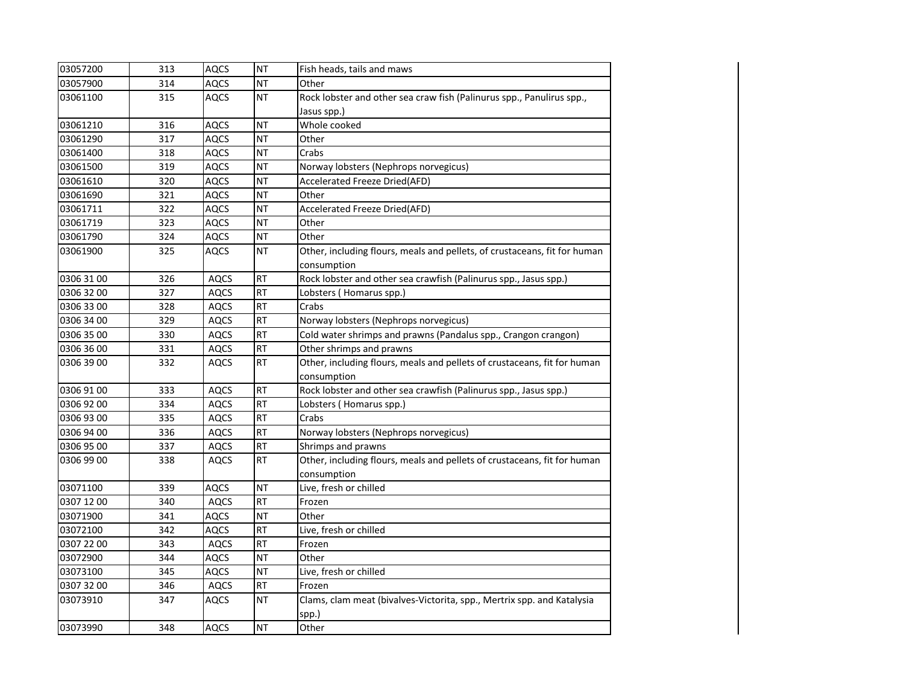| | | | | |
|---|---|---|---|---|
| 03057200 | 313 | AQCS | NT | Fish heads, tails and maws |
| 03057900 | 314 | AQCS | NT | Other |
| 03061100 | 315 | AQCS | NT | Rock lobster and other sea craw fish (Palinurus spp., Panulirus spp., Jasus spp.) |
| 03061210 | 316 | AQCS | NT | Whole cooked |
| 03061290 | 317 | AQCS | NT | Other |
| 03061400 | 318 | AQCS | NT | Crabs |
| 03061500 | 319 | AQCS | NT | Norway lobsters (Nephrops norvegicus) |
| 03061610 | 320 | AQCS | NT | Accelerated Freeze Dried(AFD) |
| 03061690 | 321 | AQCS | NT | Other |
| 03061711 | 322 | AQCS | NT | Accelerated Freeze Dried(AFD) |
| 03061719 | 323 | AQCS | NT | Other |
| 03061790 | 324 | AQCS | NT | Other |
| 03061900 | 325 | AQCS | NT | Other, including flours, meals and pellets, of crustaceans, fit for human consumption |
| 0306 31 00 | 326 | AQCS | RT | Rock lobster and other sea crawfish (Palinurus spp., Jasus spp.) |
| 0306 32 00 | 327 | AQCS | RT | Lobsters ( Homarus spp.) |
| 0306 33 00 | 328 | AQCS | RT | Crabs |
| 0306 34 00 | 329 | AQCS | RT | Norway lobsters (Nephrops norvegicus) |
| 0306 35 00 | 330 | AQCS | RT | Cold water shrimps and prawns (Pandalus spp., Crangon crangon) |
| 0306 36 00 | 331 | AQCS | RT | Other shrimps and prawns |
| 0306 39 00 | 332 | AQCS | RT | Other, including flours, meals and pellets of crustaceans, fit for human consumption |
| 0306 91 00 | 333 | AQCS | RT | Rock lobster and other sea crawfish (Palinurus spp., Jasus spp.) |
| 0306 92 00 | 334 | AQCS | RT | Lobsters ( Homarus spp.) |
| 0306 93 00 | 335 | AQCS | RT | Crabs |
| 0306 94 00 | 336 | AQCS | RT | Norway lobsters (Nephrops norvegicus) |
| 0306 95 00 | 337 | AQCS | RT | Shrimps and prawns |
| 0306 99 00 | 338 | AQCS | RT | Other, including flours, meals and pellets of crustaceans, fit for human consumption |
| 03071100 | 339 | AQCS | NT | Live, fresh or chilled |
| 0307 12 00 | 340 | AQCS | RT | Frozen |
| 03071900 | 341 | AQCS | NT | Other |
| 03072100 | 342 | AQCS | RT | Live, fresh or chilled |
| 0307 22 00 | 343 | AQCS | RT | Frozen |
| 03072900 | 344 | AQCS | NT | Other |
| 03073100 | 345 | AQCS | NT | Live, fresh or chilled |
| 0307 32 00 | 346 | AQCS | RT | Frozen |
| 03073910 | 347 | AQCS | NT | Clams, clam meat (bivalves-Victorita, spp., Mertrix spp. and Katalysia spp.) |
| 03073990 | 348 | AQCS | NT | Other |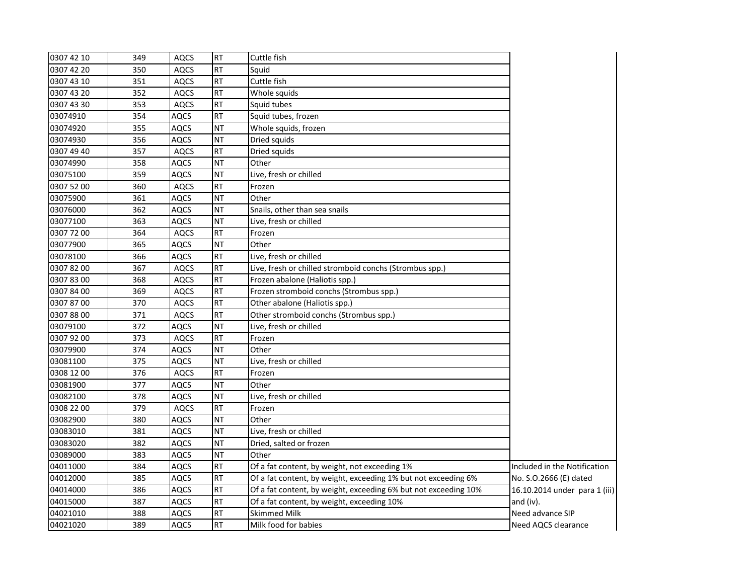| | | | | | |
|---|---|---|---|---|---|
| 0307 42 10 | 349 | AQCS | RT | Cuttle fish | |
| 0307 42 20 | 350 | AQCS | RT | Squid | |
| 0307 43 10 | 351 | AQCS | RT | Cuttle fish | |
| 0307 43 20 | 352 | AQCS | RT | Whole squids | |
| 0307 43 30 | 353 | AQCS | RT | Squid tubes | |
| 03074910 | 354 | AQCS | RT | Squid tubes, frozen | |
| 03074920 | 355 | AQCS | NT | Whole squids, frozen | |
| 03074930 | 356 | AQCS | NT | Dried squids | |
| 0307 49 40 | 357 | AQCS | RT | Dried squids | |
| 03074990 | 358 | AQCS | NT | Other | |
| 03075100 | 359 | AQCS | NT | Live, fresh or chilled | |
| 0307 52 00 | 360 | AQCS | RT | Frozen | |
| 03075900 | 361 | AQCS | NT | Other | |
| 03076000 | 362 | AQCS | NT | Snails, other than sea snails | |
| 03077100 | 363 | AQCS | NT | Live, fresh or chilled | |
| 0307 72 00 | 364 | AQCS | RT | Frozen | |
| 03077900 | 365 | AQCS | NT | Other | |
| 03078100 | 366 | AQCS | RT | Live, fresh or chilled | |
| 0307 82 00 | 367 | AQCS | RT | Live, fresh or chilled stromboid conchs (Strombus spp.) | |
| 0307 83 00 | 368 | AQCS | RT | Frozen abalone (Haliotis spp.) | |
| 0307 84 00 | 369 | AQCS | RT | Frozen stromboid conchs (Strombus spp.) | |
| 0307 87 00 | 370 | AQCS | RT | Other abalone (Haliotis spp.) | |
| 0307 88 00 | 371 | AQCS | RT | Other stromboid conchs (Strombus spp.) | |
| 03079100 | 372 | AQCS | NT | Live, fresh or chilled | |
| 0307 92 00 | 373 | AQCS | RT | Frozen | |
| 03079900 | 374 | AQCS | NT | Other | |
| 03081100 | 375 | AQCS | NT | Live, fresh or chilled | |
| 0308 12 00 | 376 | AQCS | RT | Frozen | |
| 03081900 | 377 | AQCS | NT | Other | |
| 03082100 | 378 | AQCS | NT | Live, fresh or chilled | |
| 0308 22 00 | 379 | AQCS | RT | Frozen | |
| 03082900 | 380 | AQCS | NT | Other | |
| 03083010 | 381 | AQCS | NT | Live, fresh or chilled | |
| 03083020 | 382 | AQCS | NT | Dried, salted or frozen | |
| 03089000 | 383 | AQCS | NT | Other | |
| 04011000 | 384 | AQCS | RT | Of a fat content, by weight, not exceeding 1% | Included in the Notification |
| 04012000 | 385 | AQCS | RT | Of a fat content, by weight, exceeding 1% but not exceeding 6% | No. S.O.2666 (E) dated |
| 04014000 | 386 | AQCS | RT | Of a fat content, by weight, exceeding 6% but not exceeding 10% | 16.10.2014 under para 1 (iii) |
| 04015000 | 387 | AQCS | RT | Of a fat content, by weight, exceeding 10% | and (iv). |
| 04021010 | 388 | AQCS | RT | Skimmed Milk | Need advance SIP |
| 04021020 | 389 | AQCS | RT | Milk food for babies | Need AQCS clearance |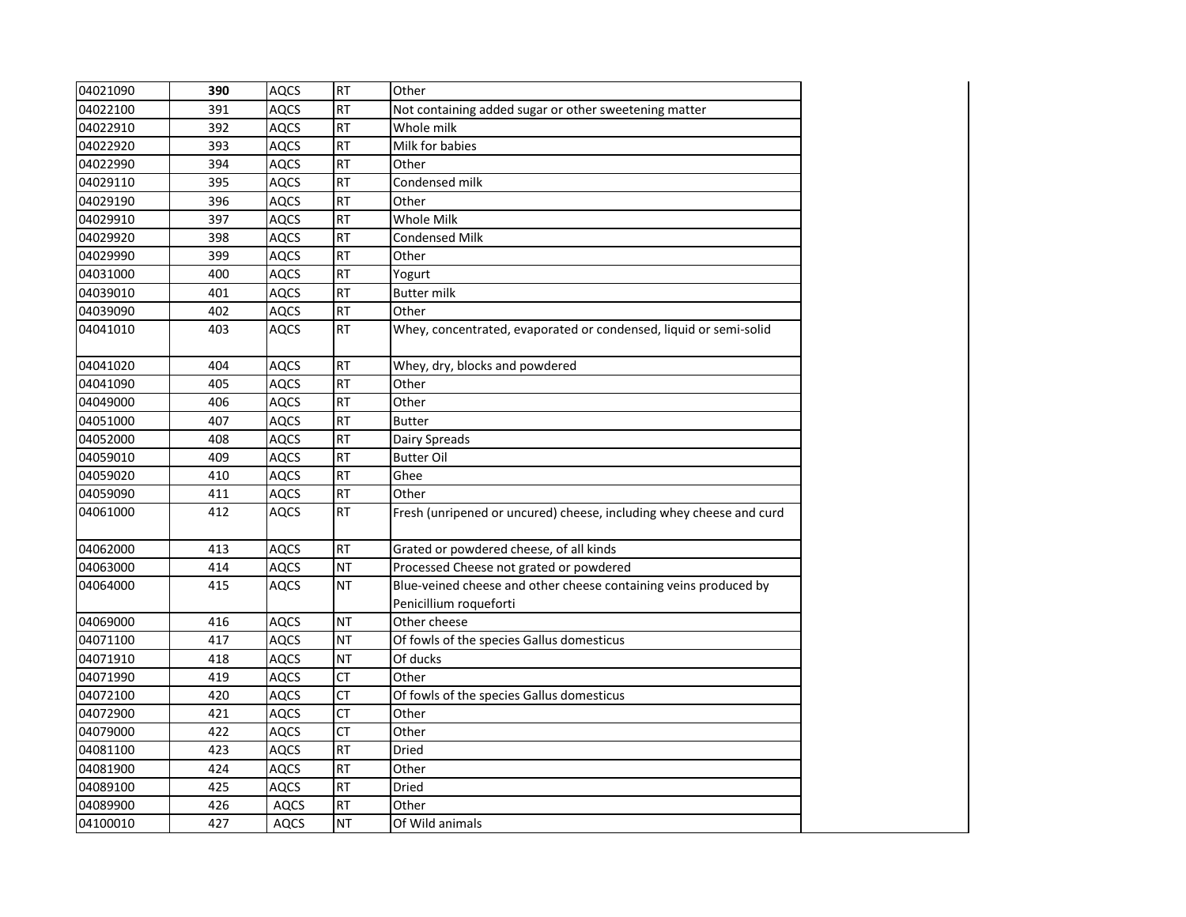| | | | | | |
|---|---|---|---|---|---|
| 04021090 | **390** | AQCS | RT | Other | |
| 04022100 | 391 | AQCS | RT | Not containing added sugar or other sweetening matter | |
| 04022910 | 392 | AQCS | RT | Whole milk | |
| 04022920 | 393 | AQCS | RT | Milk for babies | |
| 04022990 | 394 | AQCS | RT | Other | |
| 04029110 | 395 | AQCS | RT | Condensed milk | |
| 04029190 | 396 | AQCS | RT | Other | |
| 04029910 | 397 | AQCS | RT | Whole Milk | |
| 04029920 | 398 | AQCS | RT | Condensed Milk | |
| 04029990 | 399 | AQCS | RT | Other | |
| 04031000 | 400 | AQCS | RT | Yogurt | |
| 04039010 | 401 | AQCS | RT | Butter milk | |
| 04039090 | 402 | AQCS | RT | Other | |
| 04041010 | 403 | AQCS | RT | Whey, concentrated, evaporated or condensed, liquid or semi-solid | |
| 04041020 | 404 | AQCS | RT | Whey, dry, blocks and powdered | |
| 04041090 | 405 | AQCS | RT | Other | |
| 04049000 | 406 | AQCS | RT | Other | |
| 04051000 | 407 | AQCS | RT | Butter | |
| 04052000 | 408 | AQCS | RT | Dairy Spreads | |
| 04059010 | 409 | AQCS | RT | Butter Oil | |
| 04059020 | 410 | AQCS | RT | Ghee | |
| 04059090 | 411 | AQCS | RT | Other | |
| 04061000 | 412 | AQCS | RT | Fresh (unripened or uncured) cheese, including whey cheese and curd | |
| 04062000 | 413 | AQCS | RT | Grated or powdered cheese, of all kinds | |
| 04063000 | 414 | AQCS | NT | Processed Cheese not grated or powdered | |
| 04064000 | 415 | AQCS | NT | Blue-veined cheese and other cheese containing veins produced by Penicillium roqueforti | |
| 04069000 | 416 | AQCS | NT | Other cheese | |
| 04071100 | 417 | AQCS | NT | Of fowls of the species Gallus domesticus | |
| 04071910 | 418 | AQCS | NT | Of ducks | |
| 04071990 | 419 | AQCS | CT | Other | |
| 04072100 | 420 | AQCS | CT | Of fowls of the species Gallus domesticus | |
| 04072900 | 421 | AQCS | CT | Other | |
| 04079000 | 422 | AQCS | CT | Other | |
| 04081100 | 423 | AQCS | RT | Dried | |
| 04081900 | 424 | AQCS | RT | Other | |
| 04089100 | 425 | AQCS | RT | Dried | |
| 04089900 | 426 | AQCS | RT | Other | |
| 04100010 | 427 | AQCS | NT | Of Wild animals | |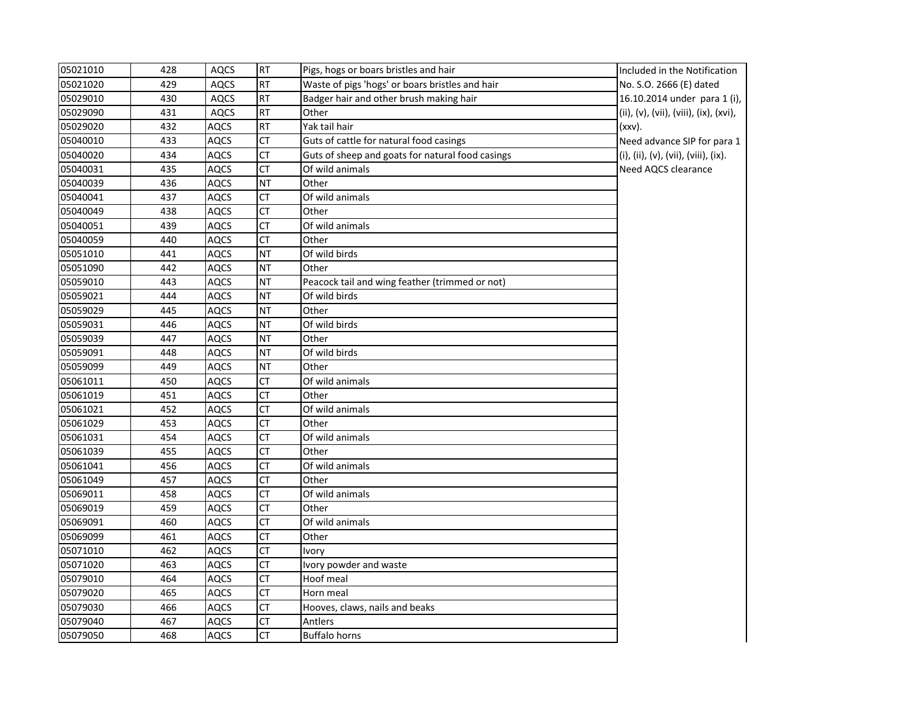| 05021010 | 428 | AQCS | RT | Pigs, hogs or boars bristles and hair | Included in the Notification No. S.O. 2666 (E) dated 16.10.2014 under para 1 (i), (ii), (v), (vii), (viii), (ix), (xvi), (xxv). Need advance SIP for para 1 (i), (ii), (v), (vii), (viii), (ix). Need AQCS clearance |
|---|---|---|---|---|---|
| 05021020 | 429 | AQCS | RT | Waste of pigs 'hogs' or boars bristles and hair | |
| 05029010 | 430 | AQCS | RT | Badger hair and other brush making hair | |
| 05029090 | 431 | AQCS | RT | Other | |
| 05029020 | 432 | AQCS | RT | Yak tail hair | |
| 05040010 | 433 | AQCS | CT | Guts of cattle for natural food casings | |
| 05040020 | 434 | AQCS | CT | Guts of sheep and goats for natural food casings | |
| 05040031 | 435 | AQCS | CT | Of wild animals | |
| 05040039 | 436 | AQCS | NT | Other | |
| 05040041 | 437 | AQCS | CT | Of wild animals | |
| 05040049 | 438 | AQCS | CT | Other | |
| 05040051 | 439 | AQCS | CT | Of wild animals | |
| 05040059 | 440 | AQCS | CT | Other | |
| 05051010 | 441 | AQCS | NT | Of wild birds | |
| 05051090 | 442 | AQCS | NT | Other | |
| 05059010 | 443 | AQCS | NT | Peacock tail and wing feather (trimmed or not) | |
| 05059021 | 444 | AQCS | NT | Of wild birds | |
| 05059029 | 445 | AQCS | NT | Other | |
| 05059031 | 446 | AQCS | NT | Of wild birds | |
| 05059039 | 447 | AQCS | NT | Other | |
| 05059091 | 448 | AQCS | NT | Of wild birds | |
| 05059099 | 449 | AQCS | NT | Other | |
| 05061011 | 450 | AQCS | CT | Of wild animals | |
| 05061019 | 451 | AQCS | CT | Other | |
| 05061021 | 452 | AQCS | CT | Of wild animals | |
| 05061029 | 453 | AQCS | CT | Other | |
| 05061031 | 454 | AQCS | CT | Of wild animals | |
| 05061039 | 455 | AQCS | CT | Other | |
| 05061041 | 456 | AQCS | CT | Of wild animals | |
| 05061049 | 457 | AQCS | CT | Other | |
| 05069011 | 458 | AQCS | CT | Of wild animals | |
| 05069019 | 459 | AQCS | CT | Other | |
| 05069091 | 460 | AQCS | CT | Of wild animals | |
| 05069099 | 461 | AQCS | CT | Other | |
| 05071010 | 462 | AQCS | CT | Ivory | |
| 05071020 | 463 | AQCS | CT | Ivory powder and waste | |
| 05079010 | 464 | AQCS | CT | Hoof meal | |
| 05079020 | 465 | AQCS | CT | Horn meal | |
| 05079030 | 466 | AQCS | CT | Hooves, claws, nails and beaks | |
| 05079040 | 467 | AQCS | CT | Antlers | |
| 05079050 | 468 | AQCS | CT | Buffalo horns | |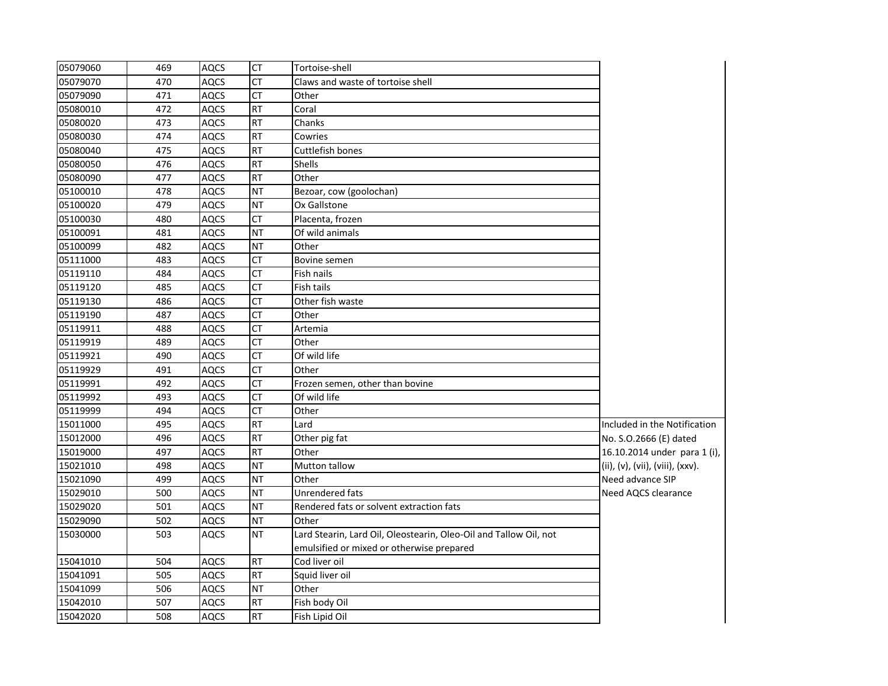| | | | | | |
|---|---|---|---|---|---|
| 05079060 | 469 | AQCS | CT | Tortoise-shell | |
| 05079070 | 470 | AQCS | CT | Claws and waste of tortoise shell | |
| 05079090 | 471 | AQCS | CT | Other | |
| 05080010 | 472 | AQCS | RT | Coral | |
| 05080020 | 473 | AQCS | RT | Chanks | |
| 05080030 | 474 | AQCS | RT | Cowries | |
| 05080040 | 475 | AQCS | RT | Cuttlefish bones | |
| 05080050 | 476 | AQCS | RT | Shells | |
| 05080090 | 477 | AQCS | RT | Other | |
| 05100010 | 478 | AQCS | NT | Bezoar, cow (goolochan) | |
| 05100020 | 479 | AQCS | NT | Ox Gallstone | |
| 05100030 | 480 | AQCS | CT | Placenta, frozen | |
| 05100091 | 481 | AQCS | NT | Of wild animals | |
| 05100099 | 482 | AQCS | NT | Other | |
| 05111000 | 483 | AQCS | CT | Bovine semen | |
| 05119110 | 484 | AQCS | CT | Fish nails | |
| 05119120 | 485 | AQCS | CT | Fish tails | |
| 05119130 | 486 | AQCS | CT | Other fish waste | |
| 05119190 | 487 | AQCS | CT | Other | |
| 05119911 | 488 | AQCS | CT | Artemia | |
| 05119919 | 489 | AQCS | CT | Other | |
| 05119921 | 490 | AQCS | CT | Of wild life | |
| 05119929 | 491 | AQCS | CT | Other | |
| 05119991 | 492 | AQCS | CT | Frozen semen, other than bovine | |
| 05119992 | 493 | AQCS | CT | Of wild life | |
| 05119999 | 494 | AQCS | CT | Other | |
| 15011000 | 495 | AQCS | RT | Lard | Included in the Notification No. S.O.2666 (E) dated 16.10.2014 under para 1 (i), (ii), (v), (vii), (viii), (xxv). Need advance SIP Need AQCS clearance |
| 15012000 | 496 | AQCS | RT | Other pig fat | |
| 15019000 | 497 | AQCS | RT | Other | |
| 15021010 | 498 | AQCS | NT | Mutton tallow | |
| 15021090 | 499 | AQCS | NT | Other | |
| 15029010 | 500 | AQCS | NT | Unrendered fats | |
| 15029020 | 501 | AQCS | NT | Rendered fats or solvent extraction fats | |
| 15029090 | 502 | AQCS | NT | Other | |
| 15030000 | 503 | AQCS | NT | Lard Stearin, Lard Oil, Oleostearin, Oleo-Oil and Tallow Oil, not emulsified or mixed or otherwise prepared | |
| 15041010 | 504 | AQCS | RT | Cod liver oil | |
| 15041091 | 505 | AQCS | RT | Squid liver oil | |
| 15041099 | 506 | AQCS | NT | Other | |
| 15042010 | 507 | AQCS | RT | Fish body Oil | |
| 15042020 | 508 | AQCS | RT | Fish Lipid Oil | |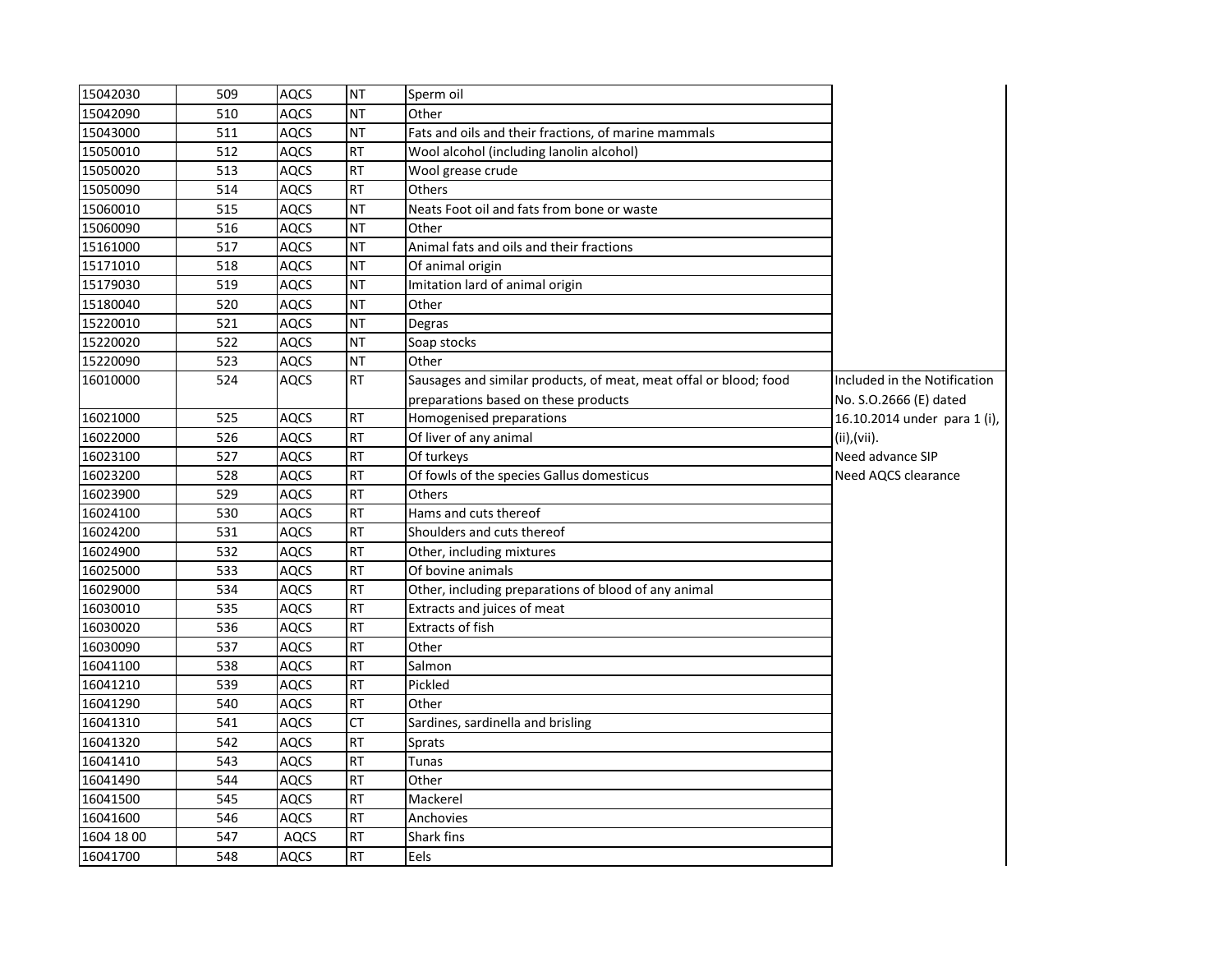| | | | | | |
|---|---|---|---|---|---|
| 15042030 | 509 | AQCS | NT | Sperm oil | |
| 15042090 | 510 | AQCS | NT | Other | |
| 15043000 | 511 | AQCS | NT | Fats and oils and their fractions, of marine mammals | |
| 15050010 | 512 | AQCS | RT | Wool alcohol (including lanolin alcohol) | |
| 15050020 | 513 | AQCS | RT | Wool grease crude | |
| 15050090 | 514 | AQCS | RT | Others | |
| 15060010 | 515 | AQCS | NT | Neats Foot oil and fats from bone or waste | |
| 15060090 | 516 | AQCS | NT | Other | |
| 15161000 | 517 | AQCS | NT | Animal fats and oils and their fractions | |
| 15171010 | 518 | AQCS | NT | Of animal origin | |
| 15179030 | 519 | AQCS | NT | Imitation lard of animal origin | |
| 15180040 | 520 | AQCS | NT | Other | |
| 15220010 | 521 | AQCS | NT | Degras | |
| 15220020 | 522 | AQCS | NT | Soap stocks | |
| 15220090 | 523 | AQCS | NT | Other | |
| 16010000 | 524 | AQCS | RT | Sausages and similar products, of meat, meat offal or blood; food preparations based on these products | Included in the Notification No. S.O.2666 (E) dated 16.10.2014 under para 1 (i), (ii),(vii). Need advance SIP Need AQCS clearance |
| 16021000 | 525 | AQCS | RT | Homogenised preparations | |
| 16022000 | 526 | AQCS | RT | Of liver of any animal | |
| 16023100 | 527 | AQCS | RT | Of turkeys | |
| 16023200 | 528 | AQCS | RT | Of fowls of the species Gallus domesticus | |
| 16023900 | 529 | AQCS | RT | Others | |
| 16024100 | 530 | AQCS | RT | Hams and cuts thereof | |
| 16024200 | 531 | AQCS | RT | Shoulders and cuts thereof | |
| 16024900 | 532 | AQCS | RT | Other, including mixtures | |
| 16025000 | 533 | AQCS | RT | Of bovine animals | |
| 16029000 | 534 | AQCS | RT | Other, including preparations of blood of any animal | |
| 16030010 | 535 | AQCS | RT | Extracts and juices of meat | |
| 16030020 | 536 | AQCS | RT | Extracts of fish | |
| 16030090 | 537 | AQCS | RT | Other | |
| 16041100 | 538 | AQCS | RT | Salmon | |
| 16041210 | 539 | AQCS | RT | Pickled | |
| 16041290 | 540 | AQCS | RT | Other | |
| 16041310 | 541 | AQCS | CT | Sardines, sardinella and brisling | |
| 16041320 | 542 | AQCS | RT | Sprats | |
| 16041410 | 543 | AQCS | RT | Tunas | |
| 16041490 | 544 | AQCS | RT | Other | |
| 16041500 | 545 | AQCS | RT | Mackerel | |
| 16041600 | 546 | AQCS | RT | Anchovies | |
| 1604 18 00 | 547 | AQCS | RT | Shark fins | |
| 16041700 | 548 | AQCS | RT | Eels | |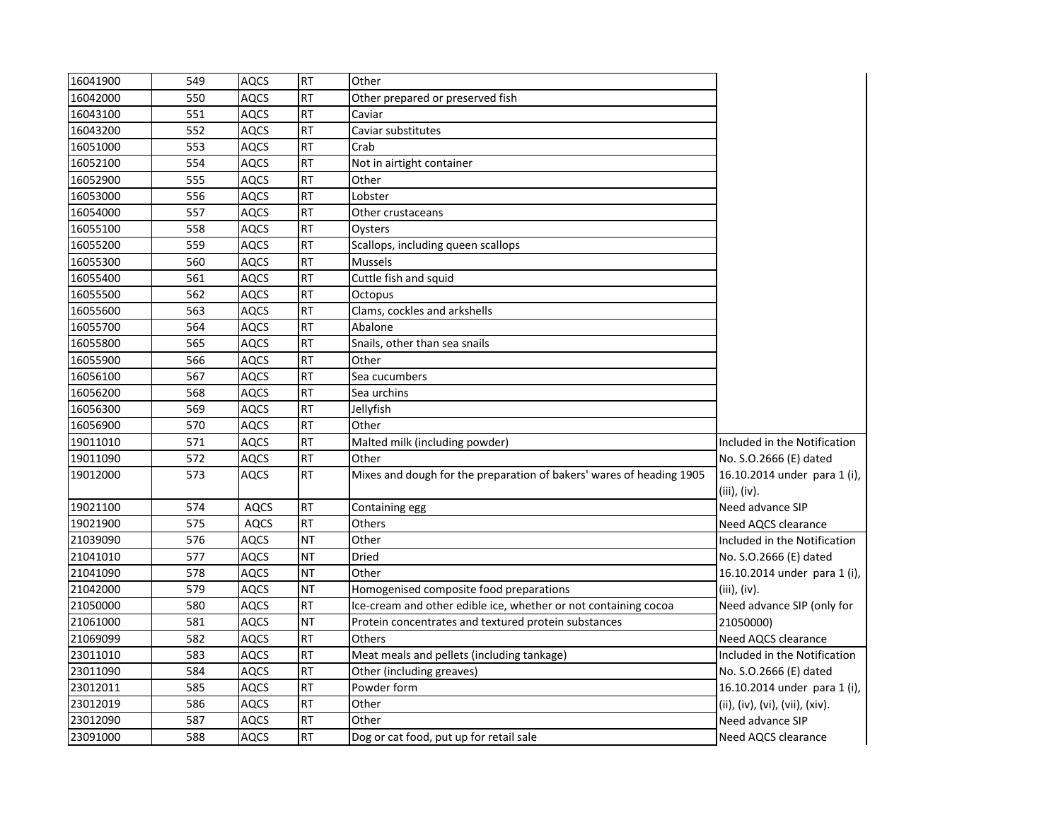| | | | | | |
|---|---|---|---|---|---|
| 16041900 | 549 | AQCS | RT | Other | |
| 16042000 | 550 | AQCS | RT | Other prepared or preserved fish | |
| 16043100 | 551 | AQCS | RT | Caviar | |
| 16043200 | 552 | AQCS | RT | Caviar substitutes | |
| 16051000 | 553 | AQCS | RT | Crab | |
| 16052100 | 554 | AQCS | RT | Not in airtight container | |
| 16052900 | 555 | AQCS | RT | Other | |
| 16053000 | 556 | AQCS | RT | Lobster | |
| 16054000 | 557 | AQCS | RT | Other crustaceans | |
| 16055100 | 558 | AQCS | RT | Oysters | |
| 16055200 | 559 | AQCS | RT | Scallops, including queen scallops | |
| 16055300 | 560 | AQCS | RT | Mussels | |
| 16055400 | 561 | AQCS | RT | Cuttle fish and squid | |
| 16055500 | 562 | AQCS | RT | Octopus | |
| 16055600 | 563 | AQCS | RT | Clams, cockles and arkshells | |
| 16055700 | 564 | AQCS | RT | Abalone | |
| 16055800 | 565 | AQCS | RT | Snails, other than sea snails | |
| 16055900 | 566 | AQCS | RT | Other | |
| 16056100 | 567 | AQCS | RT | Sea cucumbers | |
| 16056200 | 568 | AQCS | RT | Sea urchins | |
| 16056300 | 569 | AQCS | RT | Jellyfish | |
| 16056900 | 570 | AQCS | RT | Other | |
| 19011010 | 571 | AQCS | RT | Malted milk (including powder) | Included in the Notification No. S.O.2666 (E) dated 16.10.2014 under para 1 (i), (iii), (iv). Need advance SIP Need AQCS clearance |
| 19011090 | 572 | AQCS | RT | Other | |
| 19012000 | 573 | AQCS | RT | Mixes and dough for the preparation of bakers' wares of heading 1905 | |
| 19021100 | 574 | AQCS | RT | Containing egg | |
| 19021900 | 575 | AQCS | RT | Others | |
| 21039090 | 576 | AQCS | NT | Other | Included in the Notification No. S.O.2666 (E) dated 16.10.2014 under para 1 (i), (iii), (iv). Need advance SIP (only for 21050000) Need AQCS clearance |
| 21041010 | 577 | AQCS | NT | Dried | |
| 21041090 | 578 | AQCS | NT | Other | |
| 21042000 | 579 | AQCS | NT | Homogenised composite food preparations | |
| 21050000 | 580 | AQCS | RT | Ice-cream and other edible ice, whether or not containing cocoa | |
| 21061000 | 581 | AQCS | NT | Protein concentrates and textured protein substances | |
| 21069099 | 582 | AQCS | RT | Others | |
| 23011010 | 583 | AQCS | RT | Meat meals and pellets (including tankage) | Included in the Notification No. S.O.2666 (E) dated 16.10.2014 under para 1 (i), (ii), (iv), (vi), (vii), (xiv). Need advance SIP Need AQCS clearance |
| 23011090 | 584 | AQCS | RT | Other (including greaves) | |
| 23012011 | 585 | AQCS | RT | Powder form | |
| 23012019 | 586 | AQCS | RT | Other | |
| 23012090 | 587 | AQCS | RT | Other | |
| 23091000 | 588 | AQCS | RT | Dog or cat food, put up for retail sale | |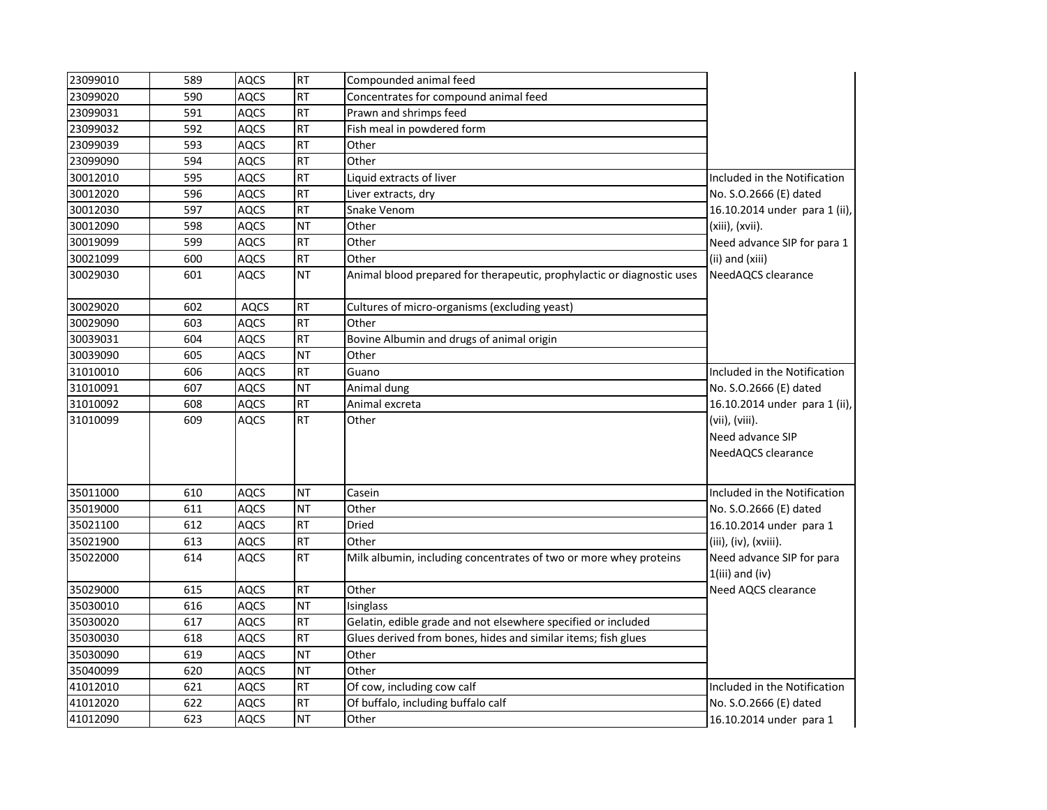| | | | | | |
|---|---|---|---|---|---|
| 23099010 | 589 | AQCS | RT | Compounded animal feed | |
| 23099020 | 590 | AQCS | RT | Concentrates for compound animal feed | |
| 23099031 | 591 | AQCS | RT | Prawn and shrimps feed | |
| 23099032 | 592 | AQCS | RT | Fish meal in powdered form | |
| 23099039 | 593 | AQCS | RT | Other | |
| 23099090 | 594 | AQCS | RT | Other | |
| 30012010 | 595 | AQCS | RT | Liquid extracts of liver | Included in the Notification |
| 30012020 | 596 | AQCS | RT | Liver extracts, dry | No. S.O.2666 (E) dated |
| 30012030 | 597 | AQCS | RT | Snake Venom | 16.10.2014 under para 1 (ii), |
| 30012090 | 598 | AQCS | NT | Other | (xiii), (xvii). |
| 30019099 | 599 | AQCS | RT | Other | Need advance SIP for para 1 |
| 30021099 | 600 | AQCS | RT | Other | (ii) and (xiii) |
| 30029030 | 601 | AQCS | NT | Animal blood prepared for therapeutic, prophylactic or diagnostic uses | NeedAQCS clearance |
| 30029020 | 602 | AQCS | RT | Cultures of micro-organisms (excluding yeast) | |
| 30029090 | 603 | AQCS | RT | Other | |
| 30039031 | 604 | AQCS | RT | Bovine Albumin and drugs of animal origin | |
| 30039090 | 605 | AQCS | NT | Other | |
| 31010010 | 606 | AQCS | RT | Guano | Included in the Notification |
| 31010091 | 607 | AQCS | NT | Animal dung | No. S.O.2666 (E) dated |
| 31010092 | 608 | AQCS | RT | Animal excreta | 16.10.2014 under para 1 (ii), |
| 31010099 | 609 | AQCS | RT | Other | (vii), (viii).<br>Need advance SIP<br>NeedAQCS clearance |
| 35011000 | 610 | AQCS | NT | Casein | Included in the Notification |
| 35019000 | 611 | AQCS | NT | Other | No. S.O.2666 (E) dated |
| 35021100 | 612 | AQCS | RT | Dried | 16.10.2014 under para 1 |
| 35021900 | 613 | AQCS | RT | Other | (iii), (iv), (xviii). |
| 35022000 | 614 | AQCS | RT | Milk albumin, including concentrates of two or more whey proteins | Need advance SIP for para 1(iii) and (iv) |
| 35029000 | 615 | AQCS | RT | Other | Need AQCS clearance |
| 35030010 | 616 | AQCS | NT | Isinglass | |
| 35030020 | 617 | AQCS | RT | Gelatin, edible grade and not elsewhere specified or included | |
| 35030030 | 618 | AQCS | RT | Glues derived from bones, hides and similar items; fish glues | |
| 35030090 | 619 | AQCS | NT | Other | |
| 35040099 | 620 | AQCS | NT | Other | |
| 41012010 | 621 | AQCS | RT | Of cow, including cow calf | Included in the Notification |
| 41012020 | 622 | AQCS | RT | Of buffalo, including buffalo calf | No. S.O.2666 (E) dated |
| 41012090 | 623 | AQCS | NT | Other | 16.10.2014 under para 1 |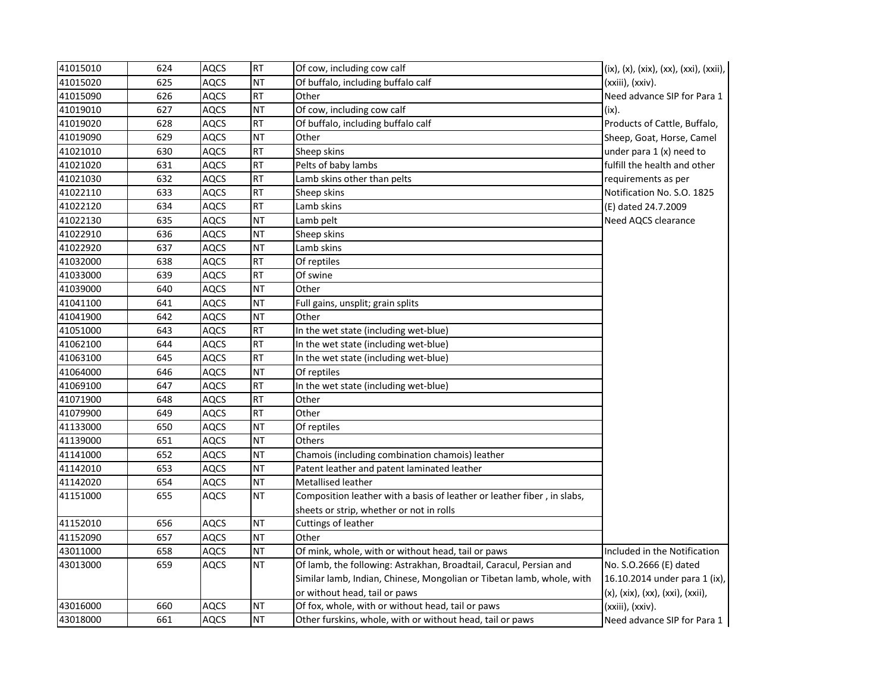| | | | | | |
|---|---|---|---|---|---|
| 41015010 | 624 | AQCS | RT | Of cow, including cow calf | (ix), (x), (xix), (xx), (xxi), (xxii), (xxiii), (xxiv). Need advance SIP for Para 1 (ix). Products of Cattle, Buffalo, Sheep, Goat, Horse, Camel under para 1 (x) need to fulfill the health and other requirements as per Notification No. S.O. 1825 (E) dated 24.7.2009 Need AQCS clearance |
| 41015020 | 625 | AQCS | NT | Of buffalo, including buffalo calf | |
| 41015090 | 626 | AQCS | RT | Other | |
| 41019010 | 627 | AQCS | NT | Of cow, including cow calf | |
| 41019020 | 628 | AQCS | RT | Of buffalo, including buffalo calf | |
| 41019090 | 629 | AQCS | NT | Other | |
| 41021010 | 630 | AQCS | RT | Sheep skins | |
| 41021020 | 631 | AQCS | RT | Pelts of baby lambs | |
| 41021030 | 632 | AQCS | RT | Lamb skins other than pelts | |
| 41022110 | 633 | AQCS | RT | Sheep skins | |
| 41022120 | 634 | AQCS | RT | Lamb skins | |
| 41022130 | 635 | AQCS | NT | Lamb pelt | |
| 41022910 | 636 | AQCS | NT | Sheep skins | |
| 41022920 | 637 | AQCS | NT | Lamb skins | |
| 41032000 | 638 | AQCS | RT | Of reptiles | |
| 41033000 | 639 | AQCS | RT | Of swine | |
| 41039000 | 640 | AQCS | NT | Other | |
| 41041100 | 641 | AQCS | NT | Full gains, unsplit; grain splits | |
| 41041900 | 642 | AQCS | NT | Other | |
| 41051000 | 643 | AQCS | RT | In the wet state (including wet-blue) | |
| 41062100 | 644 | AQCS | RT | In the wet state (including wet-blue) | |
| 41063100 | 645 | AQCS | RT | In the wet state (including wet-blue) | |
| 41064000 | 646 | AQCS | NT | Of reptiles | |
| 41069100 | 647 | AQCS | RT | In the wet state (including wet-blue) | |
| 41071900 | 648 | AQCS | RT | Other | |
| 41079900 | 649 | AQCS | RT | Other | |
| 41133000 | 650 | AQCS | NT | Of reptiles | |
| 41139000 | 651 | AQCS | NT | Others | |
| 41141000 | 652 | AQCS | NT | Chamois (including combination chamois) leather | |
| 41142010 | 653 | AQCS | NT | Patent leather and patent laminated leather | |
| 41142020 | 654 | AQCS | NT | Metallised leather | |
| 41151000 | 655 | AQCS | NT | Composition leather with a basis of leather or leather fiber , in slabs, sheets or strip, whether or not in rolls | |
| 41152010 | 656 | AQCS | NT | Cuttings of leather | |
| 41152090 | 657 | AQCS | NT | Other | |
| 43011000 | 658 | AQCS | NT | Of mink, whole, with or without head, tail or paws | Included in the Notification No. S.O.2666 (E) dated 16.10.2014 under para 1 (ix), (x), (xix), (xx), (xxi), (xxii), (xxiii), (xxiv). Need advance SIP for Para 1 |
| 43013000 | 659 | AQCS | NT | Of lamb, the following: Astrakhan, Broadtail, Caracul, Persian and Similar lamb, Indian, Chinese, Mongolian or Tibetan lamb, whole, with or without head, tail or paws | |
| 43016000 | 660 | AQCS | NT | Of fox, whole, with or without head, tail or paws | |
| 43018000 | 661 | AQCS | NT | Other furskins, whole, with or without head, tail or paws | |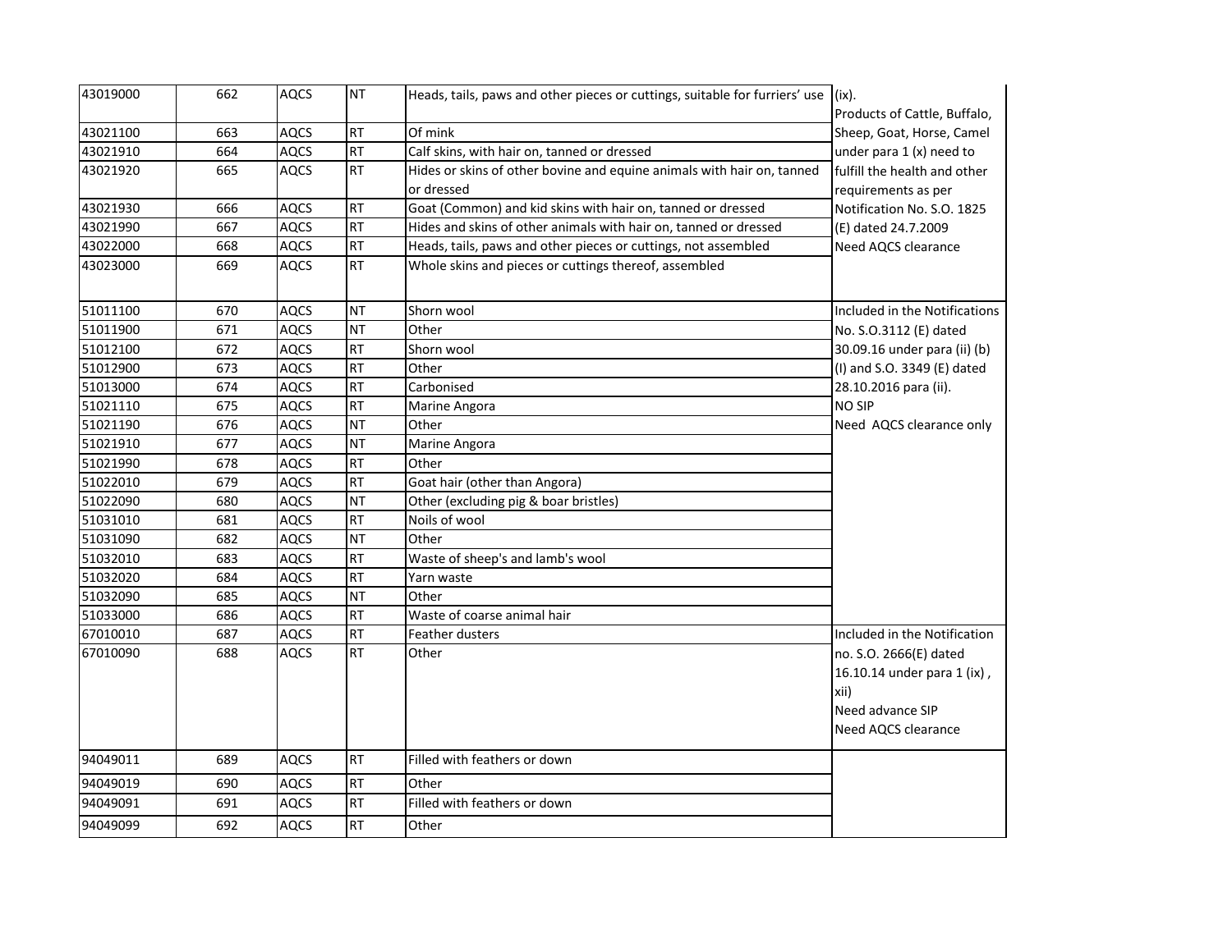| | | | | | |
|---|---|---|---|---|---|
| 43019000 | 662 | AQCS | NT | Heads, tails, paws and other pieces or cuttings, suitable for furriers' use | (ix). Products of Cattle, Buffalo, Sheep, Goat, Horse, Camel under para 1 (x) need to fulfill the health and other requirements as per Notification No. S.O. 1825 (E) dated 24.7.2009 Need AQCS clearance |
| 43021100 | 663 | AQCS | RT | Of mink | |
| 43021910 | 664 | AQCS | RT | Calf skins, with hair on, tanned or dressed | |
| 43021920 | 665 | AQCS | RT | Hides or skins of other bovine and equine animals with hair on, tanned or dressed | |
| 43021930 | 666 | AQCS | RT | Goat (Common) and kid skins with hair on, tanned or dressed | |
| 43021990 | 667 | AQCS | RT | Hides and skins of other animals with hair on, tanned or dressed | |
| 43022000 | 668 | AQCS | RT | Heads, tails, paws and other pieces or cuttings, not assembled | |
| 43023000 | 669 | AQCS | RT | Whole skins and pieces or cuttings thereof, assembled | |
| 51011100 | 670 | AQCS | NT | Shorn wool | Included in the Notifications No. S.O.3112 (E) dated 30.09.16 under para (ii) (b) (I) and S.O. 3349 (E) dated 28.10.2016 para (ii). NO SIP Need AQCS clearance only |
| 51011900 | 671 | AQCS | NT | Other | |
| 51012100 | 672 | AQCS | RT | Shorn wool | |
| 51012900 | 673 | AQCS | RT | Other | |
| 51013000 | 674 | AQCS | RT | Carbonised | |
| 51021110 | 675 | AQCS | RT | Marine Angora | |
| 51021190 | 676 | AQCS | NT | Other | |
| 51021910 | 677 | AQCS | NT | Marine Angora | |
| 51021990 | 678 | AQCS | RT | Other | |
| 51022010 | 679 | AQCS | RT | Goat hair (other than Angora) | |
| 51022090 | 680 | AQCS | NT | Other (excluding pig & boar bristles) | |
| 51031010 | 681 | AQCS | RT | Noils of wool | |
| 51031090 | 682 | AQCS | NT | Other | |
| 51032010 | 683 | AQCS | RT | Waste of sheep's and lamb's wool | |
| 51032020 | 684 | AQCS | RT | Yarn waste | |
| 51032090 | 685 | AQCS | NT | Other | |
| 51033000 | 686 | AQCS | RT | Waste of coarse animal hair | |
| 67010010 | 687 | AQCS | RT | Feather dusters | Included in the Notification no. S.O. 2666(E) dated 16.10.14 under para 1 (ix) , xii) Need advance SIP Need AQCS clearance |
| 67010090 | 688 | AQCS | RT | Other | |
| 94049011 | 689 | AQCS | RT | Filled with feathers or down | |
| 94049019 | 690 | AQCS | RT | Other | |
| 94049091 | 691 | AQCS | RT | Filled with feathers or down | |
| 94049099 | 692 | AQCS | RT | Other | |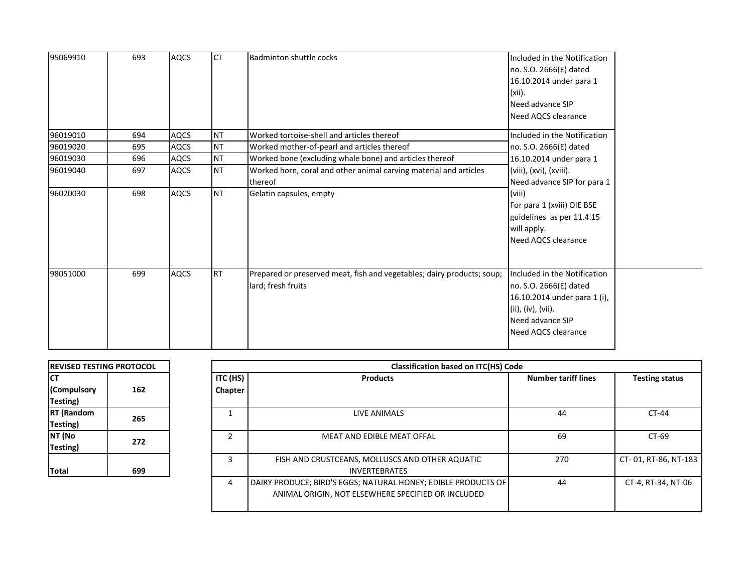| | | | | | |
|---|---|---|---|---|---|
| 95069910 | 693 | AQCS | CT | Badminton shuttle cocks | Included in the Notification no. S.O. 2666(E) dated 16.10.2014 under para 1 (xii). Need advance SIP Need AQCS clearance |
| 96019010 | 694 | AQCS | NT | Worked tortoise-shell and articles thereof | Included in the Notification no. S.O. 2666(E) dated 16.10.2014 under para 1 (viii), (xvi), (xviii). Need advance SIP for para 1 (viii) For para 1 (xviii) OIE BSE guidelines as per 11.4.15 will apply. Need AQCS clearance |
| 96019020 | 695 | AQCS | NT | Worked mother-of-pearl and articles thereof | |
| 96019030 | 696 | AQCS | NT | Worked bone (excluding whale bone) and articles thereof | |
| 96019040 | 697 | AQCS | NT | Worked horn, coral and other animal carving material and articles thereof | |
| 96020030 | 698 | AQCS | NT | Gelatin capsules, empty | |
| 98051000 | 699 | AQCS | RT | Prepared or preserved meat, fish and vegetables; dairy products; soup; lard; fresh fruits | Included in the Notification no. S.O. 2666(E) dated 16.10.2014 under para 1 (i), (ii), (iv), (vii). Need advance SIP Need AQCS clearance |

| REVISED TESTING PROTOCOL | |
|---|---|
| CT (Compulsory Testing) | 162 |
| RT (Random Testing) | 265 |
| NT (No Testing) | 272 |
| Total | 699 |

| Classification based on ITC(HS) Code | | | |
|---|---|---|---|
| ITC (HS) Chapter | Products | Number tariff lines | Testing status |
| 1 | LIVE ANIMALS | 44 | CT-44 |
| 2 | MEAT AND EDIBLE MEAT OFFAL | 69 | CT-69 |
| 3 | FISH AND CRUSTCEANS, MOLLUSCS AND OTHER AQUATIC INVERTEBRATES | 270 | CT- 01, RT-86, NT-183 |
| 4 | DAIRY PRODUCE; BIRD'S EGGS; NATURAL HONEY; EDIBLE PRODUCTS OF ANIMAL ORIGIN, NOT ELSEWHERE SPECIFIED OR INCLUDED | 44 | CT-4, RT-34, NT-06 |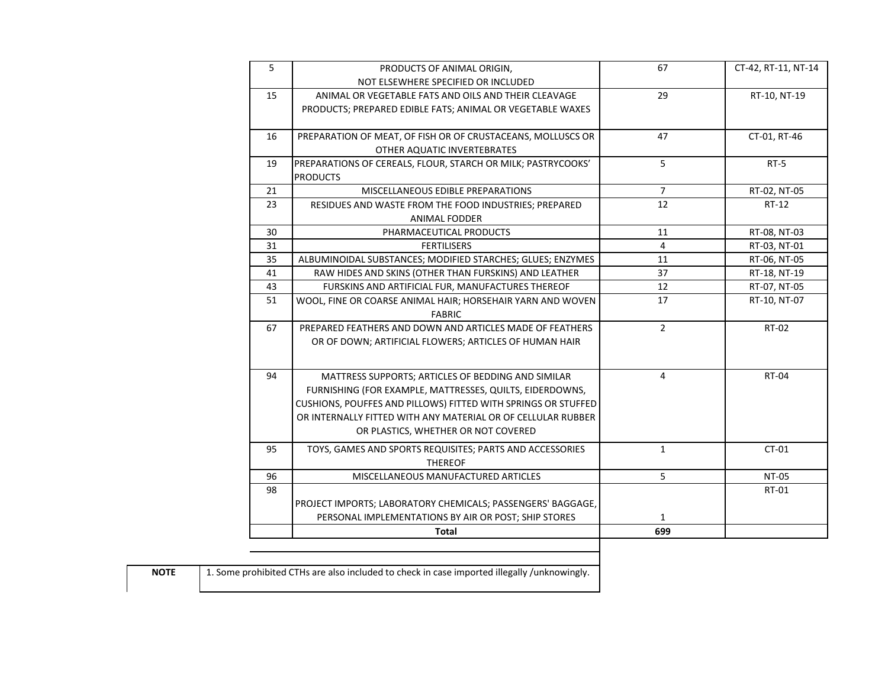| | | | |
|---|---|---|---|
| 5 | PRODUCTS OF ANIMAL ORIGIN, NOT ELSEWHERE SPECIFIED OR INCLUDED | 67 | CT-42, RT-11, NT-14 |
| 15 | ANIMAL OR VEGETABLE FATS AND OILS AND THEIR CLEAVAGE PRODUCTS; PREPARED EDIBLE FATS; ANIMAL OR VEGETABLE WAXES | 29 | RT-10, NT-19 |
| 16 | PREPARATION OF MEAT, OF FISH OR OF CRUSTACEANS, MOLLUSCS OR OTHER AQUATIC INVERTEBRATES | 47 | CT-01, RT-46 |
| 19 | PREPARATIONS OF CEREALS, FLOUR, STARCH OR MILK; PASTRYCOOKS' PRODUCTS | 5 | RT-5 |
| 21 | MISCELLANEOUS EDIBLE PREPARATIONS | 7 | RT-02, NT-05 |
| 23 | RESIDUES AND WASTE FROM THE FOOD INDUSTRIES; PREPARED ANIMAL FODDER | 12 | RT-12 |
| 30 | PHARMACEUTICAL PRODUCTS | 11 | RT-08, NT-03 |
| 31 | FERTILISERS | 4 | RT-03, NT-01 |
| 35 | ALBUMINOIDAL SUBSTANCES; MODIFIED STARCHES; GLUES; ENZYMES | 11 | RT-06, NT-05 |
| 41 | RAW HIDES AND SKINS (OTHER THAN FURSKINS) AND LEATHER | 37 | RT-18, NT-19 |
| 43 | FURSKINS AND ARTIFICIAL FUR, MANUFACTURES THEREOF | 12 | RT-07, NT-05 |
| 51 | WOOL, FINE OR COARSE ANIMAL HAIR; HORSEHAIR YARN AND WOVEN FABRIC | 17 | RT-10, NT-07 |
| 67 | PREPARED FEATHERS AND DOWN AND ARTICLES MADE OF FEATHERS OR OF DOWN; ARTIFICIAL FLOWERS; ARTICLES OF HUMAN HAIR | 2 | RT-02 |
| 94 | MATTRESS SUPPORTS; ARTICLES OF BEDDING AND SIMILAR FURNISHING (FOR EXAMPLE, MATTRESSES, QUILTS, EIDERDOWNS, CUSHIONS, POUFFES AND PILLOWS) FITTED WITH SPRINGS OR STUFFED OR INTERNALLY FITTED WITH ANY MATERIAL OR OF CELLULAR RUBBER OR PLASTICS, WHETHER OR NOT COVERED | 4 | RT-04 |
| 95 | TOYS, GAMES AND SPORTS REQUISITES; PARTS AND ACCESSORIES THEREOF | 1 | CT-01 |
| 96 | MISCELLANEOUS MANUFACTURED ARTICLES | 5 | NT-05 |
| 98 | PROJECT IMPORTS; LABORATORY CHEMICALS; PASSENGERS' BAGGAGE, PERSONAL IMPLEMENTATIONS BY AIR OR POST; SHIP STORES | 1 | RT-01 |
| | **Total** | **699** | |

| **NOTE** | 1. Some prohibited CTHs are also included to check in case imported illegally /unknowingly. |
|---|---|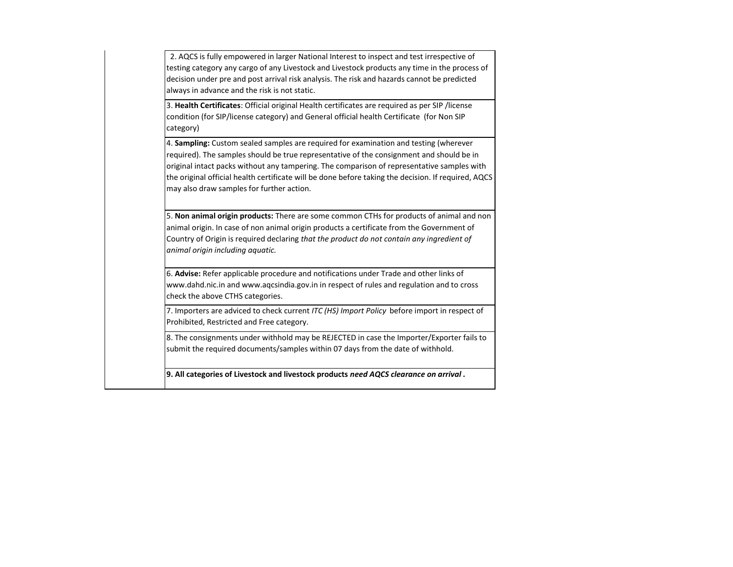| | |
|---|---|
| | 2. AQCS is fully empowered in larger National Interest to inspect and test irrespective of testing category any cargo of any Livestock and Livestock products any time in the process of decision under pre and post arrival risk analysis. The risk and hazards cannot be predicted always in advance and the risk is not static. |
| | 3. **Health Certificates**: Official original Health certificates are required as per SIP /license condition (for SIP/license category) and General official health Certificate (for Non SIP category) |
| | 4. **Sampling:** Custom sealed samples are required for examination and testing (wherever required). The samples should be true representative of the consignment and should be in original intact packs without any tampering. The comparison of representative samples with the original official health certificate will be done before taking the decision. If required, AQCS may also draw samples for further action. |
| | 5. **Non animal origin products:** There are some common CTHs for products of animal and non animal origin. In case of non animal origin products a certificate from the Government of Country of Origin is required declaring *that the product do not contain any ingredient of animal origin including aquatic.* |
| | 6. **Advise:** Refer applicable procedure and notifications under Trade and other links of www.dahd.nic.in and www.aqcsindia.gov.in in respect of rules and regulation and to cross check the above CTHS categories. |
| | 7. Importers are adviced to check current *ITC (HS) Import Policy* before import in respect of Prohibited, Restricted and Free category. |
| | 8. The consignments under withhold may be REJECTED in case the Importer/Exporter fails to submit the required documents/samples within 07 days from the date of withhold. |
| | **9. All categories of Livestock and livestock products *need AQCS clearance on arrival* .** |